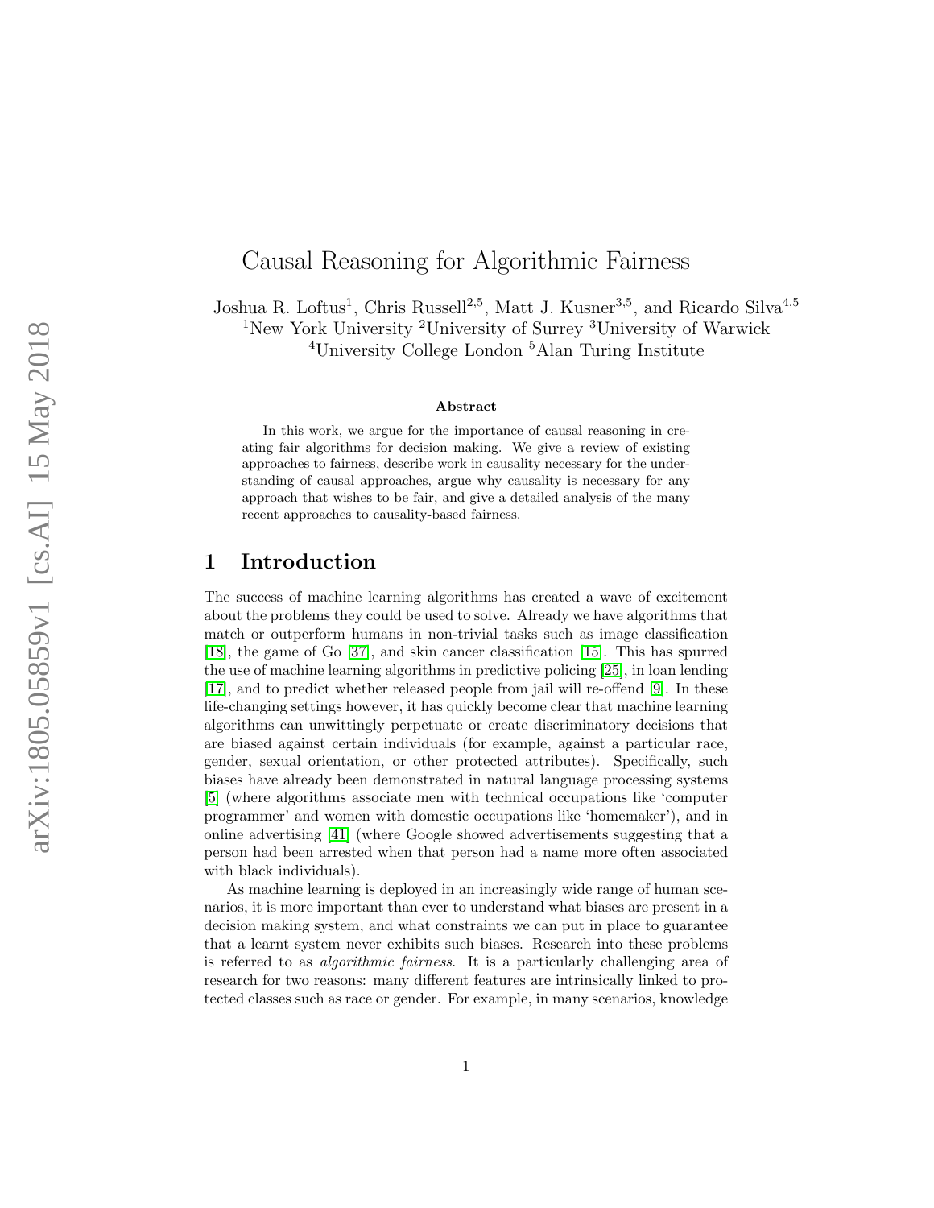# Causal Reasoning for Algorithmic Fairness

Joshua R. Loftus[1], Chris Russell[2,5], Matt J. Kusner[3,5], and Ricardo Silva[4,5]

[1]New York University [2]University of Surrey [3]University of Warwick
[4]University College London [5]Alan Turing Institute

### Abstract

In this work, we argue for the importance of causal reasoning in creating fair algorithms for decision making. We give a review of existing approaches to fairness, describe work in causality necessary for the understanding of causal approaches, argue why causality is necessary for any approach that wishes to be fair, and give a detailed analysis of the many recent approaches to causality-based fairness.

## 1 Introduction

The success of machine learning algorithms has created a wave of excitement about the problems they could be used to solve. Already we have algorithms that match or outperform humans in non-trivial tasks such as image classification [18], the game of Go [37], and skin cancer classification [15]. This has spurred the use of machine learning algorithms in predictive policing [25], in loan lending [17], and to predict whether released people from jail will re-offend [9]. In these life-changing settings however, it has quickly become clear that machine learning algorithms can unwittingly perpetuate or create discriminatory decisions that are biased against certain individuals (for example, against a particular race, gender, sexual orientation, or other protected attributes). Specifically, such biases have already been demonstrated in natural language processing systems [5] (where algorithms associate men with technical occupations like 'computer programmer' and women with domestic occupations like 'homemaker'), and in online advertising [41] (where Google showed advertisements suggesting that a person had been arrested when that person had a name more often associated with black individuals).

As machine learning is deployed in an increasingly wide range of human scenarios, it is more important than ever to understand what biases are present in a decision making system, and what constraints we can put in place to guarantee that a learnt system never exhibits such biases. Research into these problems is referred to as *algorithmic fairness*. It is a particularly challenging area of research for two reasons: many different features are intrinsically linked to protected classes such as race or gender. For example, in many scenarios, knowledge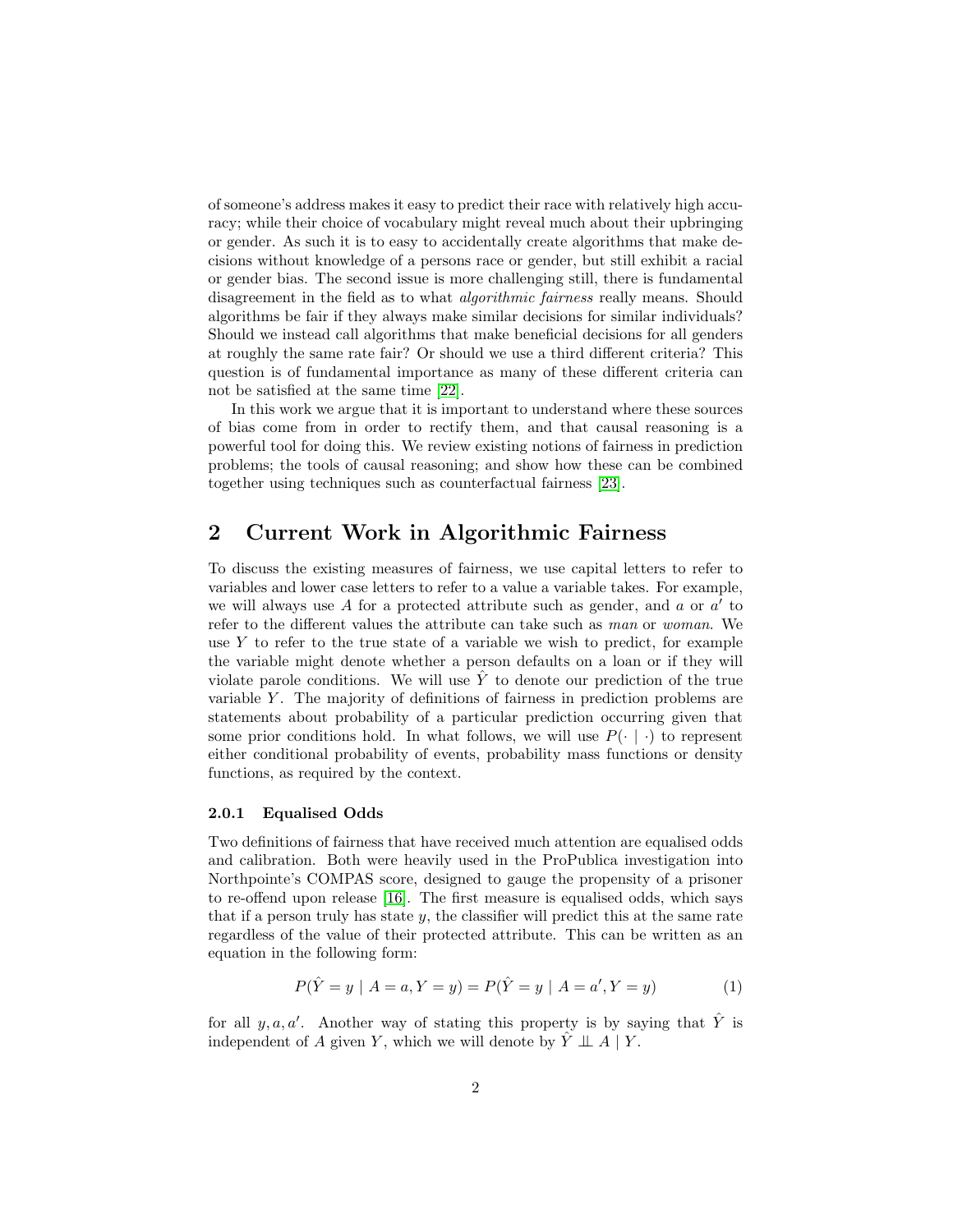of someone's address makes it easy to predict their race with relatively high accuracy; while their choice of vocabulary might reveal much about their upbringing or gender. As such it is to easy to accidentally create algorithms that make decisions without knowledge of a persons race or gender, but still exhibit a racial or gender bias. The second issue is more challenging still, there is fundamental disagreement in the field as to what *algorithmic fairness* really means. Should algorithms be fair if they always make similar decisions for similar individuals? Should we instead call algorithms that make beneficial decisions for all genders at roughly the same rate fair? Or should we use a third different criteria? This question is of fundamental importance as many of these different criteria can not be satisfied at the same time [22].

In this work we argue that it is important to understand where these sources of bias come from in order to rectify them, and that causal reasoning is a powerful tool for doing this. We review existing notions of fairness in prediction problems; the tools of causal reasoning; and show how these can be combined together using techniques such as counterfactual fairness [23].

## 2 Current Work in Algorithmic Fairness

To discuss the existing measures of fairness, we use capital letters to refer to variables and lower case letters to refer to a value a variable takes. For example, we will always use $A$ for a protected attribute such as gender, and $a$ or $a'$ to refer to the different values the attribute can take such as *man* or *woman*. We use $Y$ to refer to the true state of a variable we wish to predict, for example the variable might denote whether a person defaults on a loan or if they will violate parole conditions. We will use $\hat{Y}$ to denote our prediction of the true variable $Y$. The majority of definitions of fairness in prediction problems are statements about probability of a particular prediction occurring given that some prior conditions hold. In what follows, we will use $P(\cdot \mid \cdot)$ to represent either conditional probability of events, probability mass functions or density functions, as required by the context.

#### 2.0.1 Equalised Odds

Two definitions of fairness that have received much attention are equalised odds and calibration. Both were heavily used in the ProPublica investigation into Northpointe's COMPAS score, designed to gauge the propensity of a prisoner to re-offend upon release [16]. The first measure is equalised odds, which says that if a person truly has state $y$, the classifier will predict this at the same rate regardless of the value of their protected attribute. This can be written as an equation in the following form:

$$P(\hat{Y} = y \mid A = a, Y = y) = P(\hat{Y} = y \mid A = a', Y = y) \tag{1}$$

for all $y, a, a'$. Another way of stating this property is by saying that $\hat{Y}$ is independent of $A$ given $Y$, which we will denote by $\hat{Y} \perp\!\!\!\perp A \mid Y$.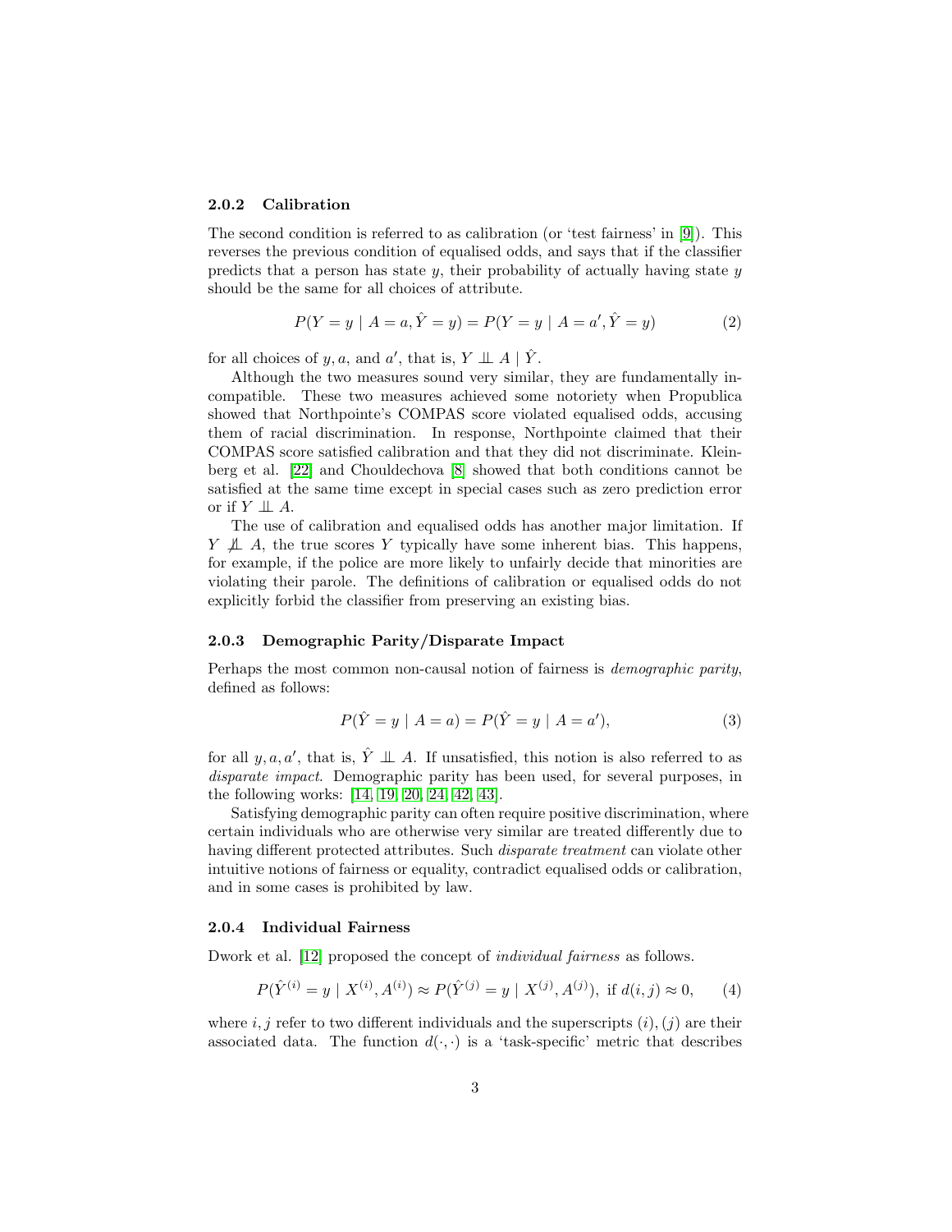### 2.0.2 Calibration

The second condition is referred to as calibration (or 'test fairness' in [9]). This reverses the previous condition of equalised odds, and says that if the classifier predicts that a person has state $y$, their probability of actually having state $y$ should be the same for all choices of attribute.

$$P(Y = y \mid A = a, \hat{Y} = y) = P(Y = y \mid A = a', \hat{Y} = y) \tag{2}$$

for all choices of $y, a$, and $a'$, that is, $Y \perp\!\!\!\perp A \mid \hat{Y}$.

Although the two measures sound very similar, they are fundamentally incompatible. These two measures achieved some notoriety when Propublica showed that Northpointe's COMPAS score violated equalised odds, accusing them of racial discrimination. In response, Northpointe claimed that their COMPAS score satisfied calibration and that they did not discriminate. Kleinberg et al. [22] and Chouldechova [8] showed that both conditions cannot be satisfied at the same time except in special cases such as zero prediction error or if $Y \perp\!\!\!\perp A$.

The use of calibration and equalised odds has another major limitation. If $Y \not\perp\!\!\!\perp A$, the true scores $Y$ typically have some inherent bias. This happens, for example, if the police are more likely to unfairly decide that minorities are violating their parole. The definitions of calibration or equalised odds do not explicitly forbid the classifier from preserving an existing bias.

### 2.0.3 Demographic Parity/Disparate Impact

Perhaps the most common non-causal notion of fairness is *demographic parity*, defined as follows:

$$P(\hat{Y} = y \mid A = a) = P(\hat{Y} = y \mid A = a'), \tag{3}$$

for all $y, a, a'$, that is, $\hat{Y} \perp\!\!\!\perp A$. If unsatisfied, this notion is also referred to as *disparate impact*. Demographic parity has been used, for several purposes, in the following works: [14, 19, 20, 24, 42, 43].

Satisfying demographic parity can often require positive discrimination, where certain individuals who are otherwise very similar are treated differently due to having different protected attributes. Such *disparate treatment* can violate other intuitive notions of fairness or equality, contradict equalised odds or calibration, and in some cases is prohibited by law.

### 2.0.4 Individual Fairness

Dwork et al. [12] proposed the concept of *individual fairness* as follows.

$$P(\hat{Y}^{(i)} = y \mid X^{(i)}, A^{(i)}) \approx P(\hat{Y}^{(j)} = y \mid X^{(j)}, A^{(j)}), \text{ if } d(i, j) \approx 0, \tag{4}$$

where $i, j$ refer to two different individuals and the superscripts $(i), (j)$ are their associated data. The function $d(\cdot, \cdot)$ is a 'task-specific' metric that describes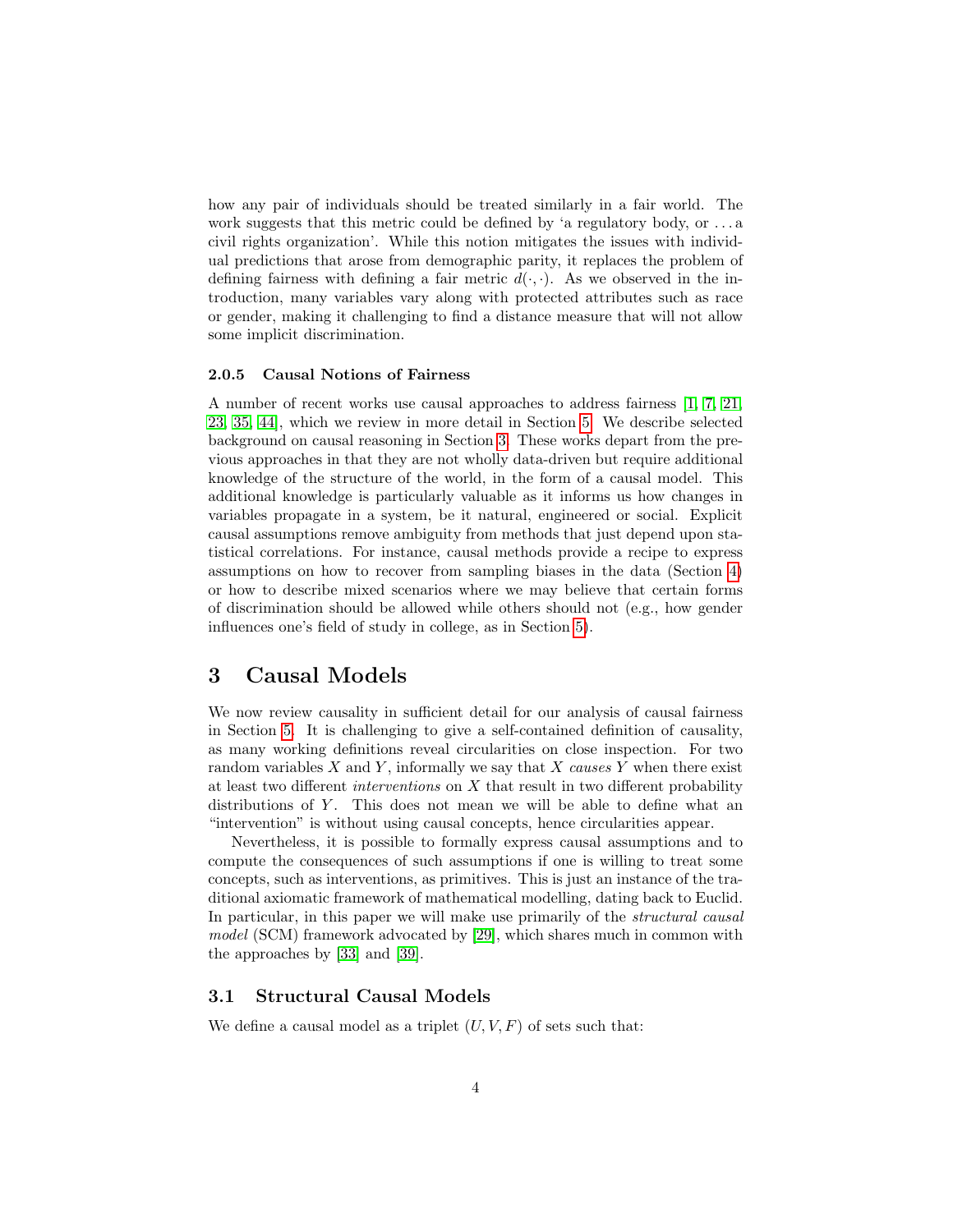how any pair of individuals should be treated similarly in a fair world. The work suggests that this metric could be defined by 'a regulatory body, or . . . a civil rights organization'. While this notion mitigates the issues with individual predictions that arose from demographic parity, it replaces the problem of defining fairness with defining a fair metric $d(\cdot, \cdot)$. As we observed in the introduction, many variables vary along with protected attributes such as race or gender, making it challenging to find a distance measure that will not allow some implicit discrimination.

#### 2.0.5 Causal Notions of Fairness

A number of recent works use causal approaches to address fairness [1, 7, 21, 23, 35, 44], which we review in more detail in Section 5. We describe selected background on causal reasoning in Section 3. These works depart from the previous approaches in that they are not wholly data-driven but require additional knowledge of the structure of the world, in the form of a causal model. This additional knowledge is particularly valuable as it informs us how changes in variables propagate in a system, be it natural, engineered or social. Explicit causal assumptions remove ambiguity from methods that just depend upon statistical correlations. For instance, causal methods provide a recipe to express assumptions on how to recover from sampling biases in the data (Section 4) or how to describe mixed scenarios where we may believe that certain forms of discrimination should be allowed while others should not (e.g., how gender influences one's field of study in college, as in Section 5).

## 3 Causal Models

We now review causality in sufficient detail for our analysis of causal fairness in Section 5. It is challenging to give a self-contained definition of causality, as many working definitions reveal circularities on close inspection. For two random variables $X$ and $Y$, informally we say that $X$ *causes* $Y$ when there exist at least two different *interventions* on $X$ that result in two different probability distributions of $Y$. This does not mean we will be able to define what an "intervention" is without using causal concepts, hence circularities appear.

Nevertheless, it is possible to formally express causal assumptions and to compute the consequences of such assumptions if one is willing to treat some concepts, such as interventions, as primitives. This is just an instance of the traditional axiomatic framework of mathematical modelling, dating back to Euclid. In particular, in this paper we will make use primarily of the *structural causal model* (SCM) framework advocated by [29], which shares much in common with the approaches by [33] and [39].

### 3.1 Structural Causal Models

We define a causal model as a triplet $(U, V, F)$ of sets such that: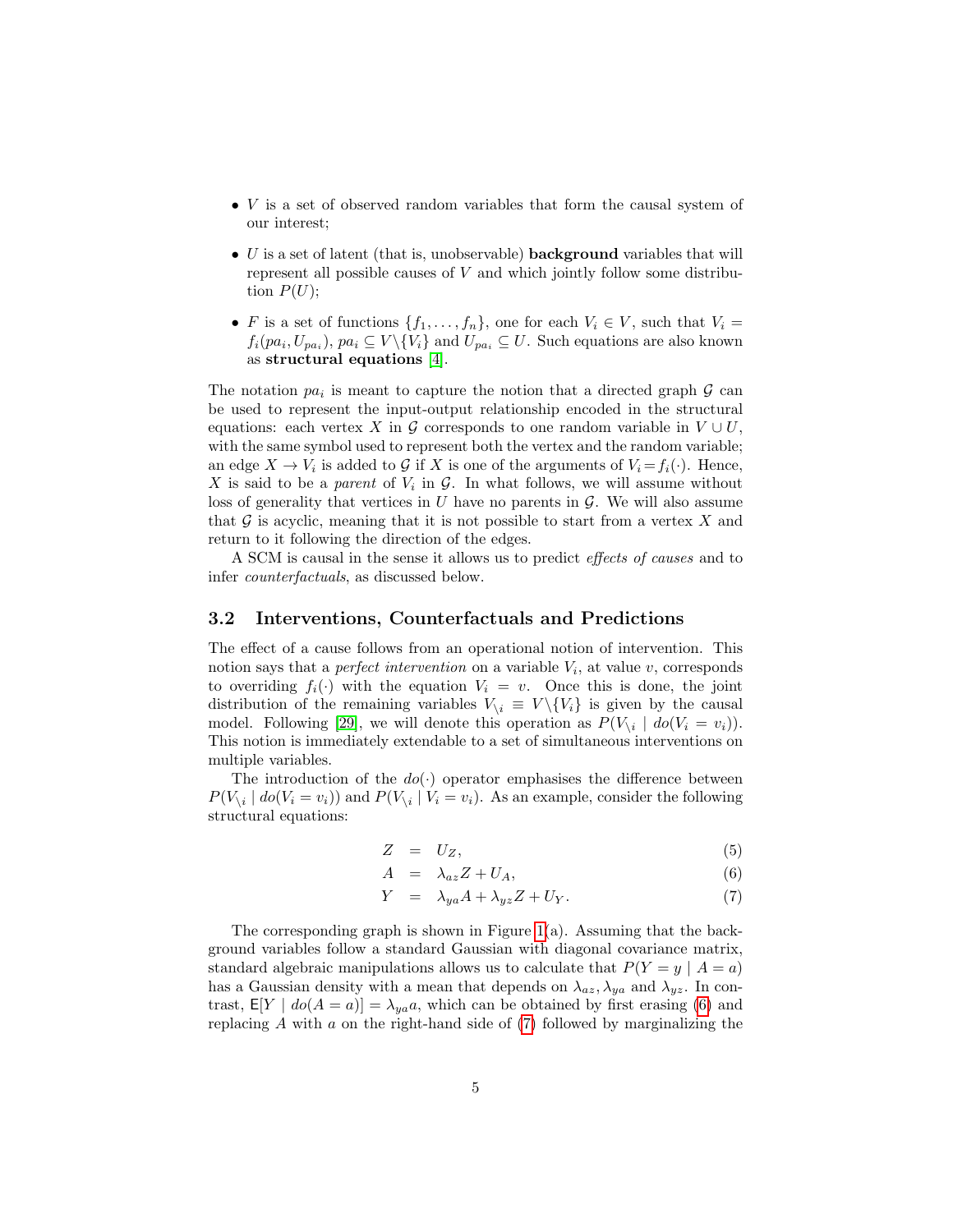- $V$ is a set of observed random variables that form the causal system of our interest;
- $U$ is a set of latent (that is, unobservable) **background** variables that will represent all possible causes of $V$ and which jointly follow some distribution $P(U)$;
- $F$ is a set of functions $\{f_1, \ldots, f_n\}$, one for each $V_i \in V$, such that $V_i = f_i(pa_i, U_{pa_i})$, $pa_i \subseteq V \backslash \{V_i\}$ and $U_{pa_i} \subseteq U$. Such equations are also known as **structural equations** [4].

The notation $pa_i$ is meant to capture the notion that a directed graph $\mathcal{G}$ can be used to represent the input-output relationship encoded in the structural equations: each vertex $X$ in $\mathcal{G}$ corresponds to one random variable in $V \cup U$, with the same symbol used to represent both the vertex and the random variable; an edge $X \rightarrow V_i$ is added to $\mathcal{G}$ if $X$ is one of the arguments of $V_i = f_i(\cdot)$. Hence, $X$ is said to be a *parent* of $V_i$ in $\mathcal{G}$. In what follows, we will assume without loss of generality that vertices in $U$ have no parents in $\mathcal{G}$. We will also assume that $\mathcal{G}$ is acyclic, meaning that it is not possible to start from a vertex $X$ and return to it following the direction of the edges.

A SCM is causal in the sense it allows us to predict *effects of causes* and to infer *counterfactuals*, as discussed below.

### 3.2 Interventions, Counterfactuals and Predictions

The effect of a cause follows from an operational notion of intervention. This notion says that a *perfect intervention* on a variable $V_i$, at value $v$, corresponds to overriding $f_i(\cdot)$ with the equation $V_i = v$. Once this is done, the joint distribution of the remaining variables $V_{\backslash i} \equiv V \backslash \{V_i\}$ is given by the causal model. Following [29], we will denote this operation as $P(V_{\backslash i} \mid do(V_i = v_i))$. This notion is immediately extendable to a set of simultaneous interventions on multiple variables.

The introduction of the $do(\cdot)$ operator emphasises the difference between $P(V_{\backslash i} \mid do(V_i = v_i))$ and $P(V_{\backslash i} \mid V_i = v_i)$. As an example, consider the following structural equations:

$$
\begin{aligned}
Z &= U_Z, &(5)\\
A &= \lambda_{az} Z + U_A, &(6)\\
Y &= \lambda_{ya} A + \lambda_{yz} Z + U_Y. &(7)
\end{aligned}
$$

The corresponding graph is shown in Figure 1(a). Assuming that the background variables follow a standard Gaussian with diagonal covariance matrix, standard algebraic manipulations allows us to calculate that $P(Y = y \mid A = a)$ has a Gaussian density with a mean that depends on $\lambda_{az}, \lambda_{ya}$ and $\lambda_{yz}$. In contrast, $\mathsf{E}[Y \mid do(A = a)] = \lambda_{ya} a$, which can be obtained by first erasing (6) and replacing $A$ with $a$ on the right-hand side of (7) followed by marginalizing the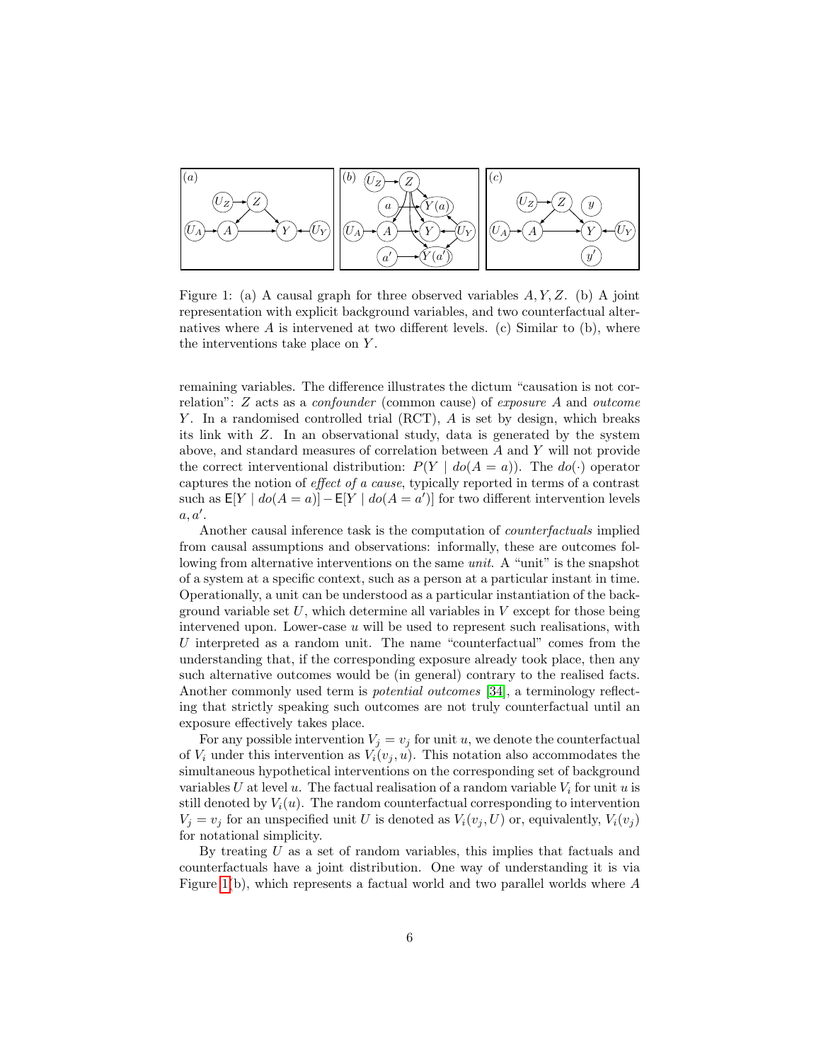Figure 1: (a) A causal graph for three observed variables $A, Y, Z$. (b) A joint representation with explicit background variables, and two counterfactual alternatives where $A$ is intervened at two different levels. (c) Similar to (b), where the interventions take place on $Y$.

remaining variables. The difference illustrates the dictum "causation is not correlation": $Z$ acts as a *confounder* (common cause) of *exposure* $A$ and *outcome* $Y$. In a randomised controlled trial (RCT), $A$ is set by design, which breaks its link with $Z$. In an observational study, data is generated by the system above, and standard measures of correlation between $A$ and $Y$ will not provide the correct interventional distribution: $P(Y \mid do(A = a))$. The $do(\cdot)$ operator captures the notion of *effect of a cause*, typically reported in terms of a contrast such as $\mathsf{E}[Y \mid do(A = a)] - \mathsf{E}[Y \mid do(A = a')]$ for two different intervention levels $a, a'$.

Another causal inference task is the computation of *counterfactuals* implied from causal assumptions and observations: informally, these are outcomes following from alternative interventions on the same *unit*. A "unit" is the snapshot of a system at a specific context, such as a person at a particular instant in time. Operationally, a unit can be understood as a particular instantiation of the background variable set $U$, which determine all variables in $V$ except for those being intervened upon. Lower-case $u$ will be used to represent such realisations, with $U$ interpreted as a random unit. The name "counterfactual" comes from the understanding that, if the corresponding exposure already took place, then any such alternative outcomes would be (in general) contrary to the realised facts. Another commonly used term is *potential outcomes* [34], a terminology reflecting that strictly speaking such outcomes are not truly counterfactual until an exposure effectively takes place.

For any possible intervention $V_j = v_j$ for unit $u$, we denote the counterfactual of $V_i$ under this intervention as $V_i(v_j, u)$. This notation also accommodates the simultaneous hypothetical interventions on the corresponding set of background variables $U$ at level $u$. The factual realisation of a random variable $V_i$ for unit $u$ is still denoted by $V_i(u)$. The random counterfactual corresponding to intervention $V_j = v_j$ for an unspecified unit $U$ is denoted as $V_i(v_j, U)$ or, equivalently, $V_i(v_j)$ for notational simplicity.

By treating $U$ as a set of random variables, this implies that factuals and counterfactuals have a joint distribution. One way of understanding it is via Figure 1(b), which represents a factual world and two parallel worlds where $A$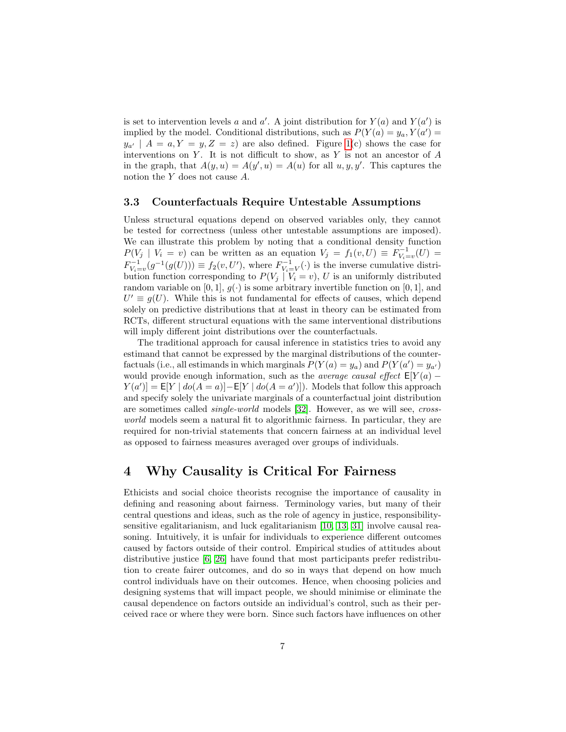is set to intervention levels $a$ and $a'$. A joint distribution for $Y(a)$ and $Y(a')$ is implied by the model. Conditional distributions, such as $P(Y(a) = y_a, Y(a') = y_{a'} \mid A = a, Y = y, Z = z)$ are also defined. Figure 1(c) shows the case for interventions on $Y$. It is not difficult to show, as $Y$ is not an ancestor of $A$ in the graph, that $A(y, u) = A(y', u) = A(u)$ for all $u, y, y'$. This captures the notion the $Y$ does not cause $A$.

### 3.3 Counterfactuals Require Untestable Assumptions

Unless structural equations depend on observed variables only, they cannot be tested for correctness (unless other untestable assumptions are imposed). We can illustrate this problem by noting that a conditional density function $P(V_j \mid V_i = v)$ can be written as an equation $V_j = f_1(v, U) \equiv F^{-1}_{V_i=v}(U) = F^{-1}_{V_i=v}(g^{-1}(g(U))) \equiv f_2(v, U')$, where $F^{-1}_{V_i=V}(\cdot)$ is the inverse cumulative distribution function corresponding to $P(V_j \mid V_i = v)$, $U$ is an uniformly distributed random variable on $[0, 1]$, $g(\cdot)$ is some arbitrary invertible function on $[0, 1]$, and $U' \equiv g(U)$. While this is not fundamental for effects of causes, which depend solely on predictive distributions that at least in theory can be estimated from RCTs, different structural equations with the same interventional distributions will imply different joint distributions over the counterfactuals.

The traditional approach for causal inference in statistics tries to avoid any estimand that cannot be expressed by the marginal distributions of the counterfactuals (i.e., all estimands in which marginals $P(Y(a) = y_a)$ and $P(Y(a') = y_{a'})$ would provide enough information, such as the *average causal effect* $\mathsf{E}[Y(a) - Y(a')] = \mathsf{E}[Y \mid do(A = a)] - \mathsf{E}[Y \mid do(A = a')]$). Models that follow this approach and specify solely the univariate marginals of a counterfactual joint distribution are sometimes called *single-world* models [32]. However, as we will see, *cross-world* models seem a natural fit to algorithmic fairness. In particular, they are required for non-trivial statements that concern fairness at an individual level as opposed to fairness measures averaged over groups of individuals.

## 4 Why Causality is Critical For Fairness

Ethicists and social choice theorists recognise the importance of causality in defining and reasoning about fairness. Terminology varies, but many of their central questions and ideas, such as the role of agency in justice, responsibility-sensitive egalitarianism, and luck egalitarianism [10, 13, 31] involve causal reasoning. Intuitively, it is unfair for individuals to experience different outcomes caused by factors outside of their control. Empirical studies of attitudes about distributive justice [6, 26] have found that most participants prefer redistribution to create fairer outcomes, and do so in ways that depend on how much control individuals have on their outcomes. Hence, when choosing policies and designing systems that will impact people, we should minimise or eliminate the causal dependence on factors outside an individual's control, such as their perceived race or where they were born. Since such factors have influences on other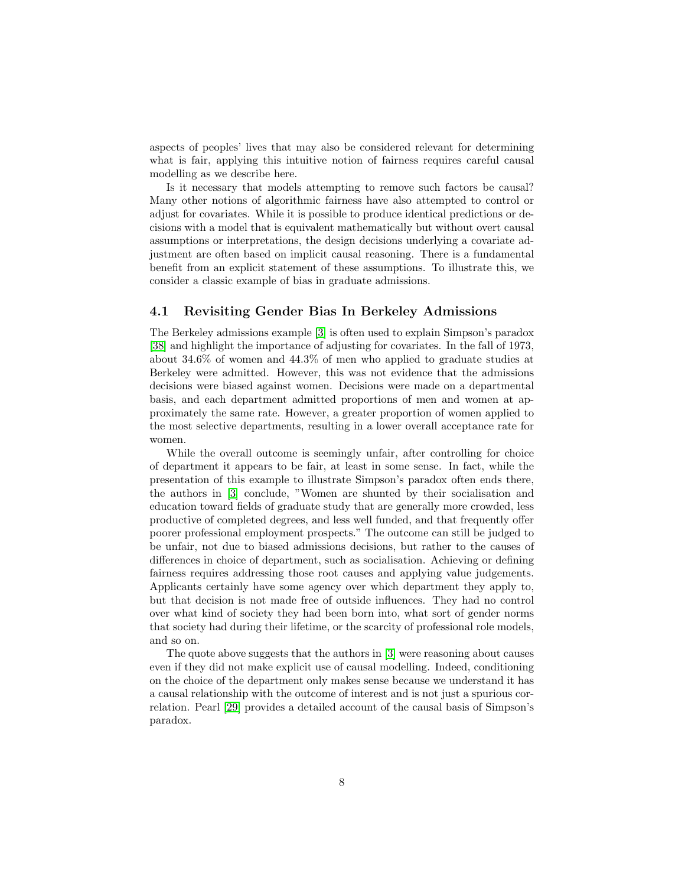aspects of peoples' lives that may also be considered relevant for determining what is fair, applying this intuitive notion of fairness requires careful causal modelling as we describe here.

Is it necessary that models attempting to remove such factors be causal? Many other notions of algorithmic fairness have also attempted to control or adjust for covariates. While it is possible to produce identical predictions or decisions with a model that is equivalent mathematically but without overt causal assumptions or interpretations, the design decisions underlying a covariate adjustment are often based on implicit causal reasoning. There is a fundamental benefit from an explicit statement of these assumptions. To illustrate this, we consider a classic example of bias in graduate admissions.

### 4.1 Revisiting Gender Bias In Berkeley Admissions

The Berkeley admissions example [3] is often used to explain Simpson's paradox [38] and highlight the importance of adjusting for covariates. In the fall of 1973, about 34.6% of women and 44.3% of men who applied to graduate studies at Berkeley were admitted. However, this was not evidence that the admissions decisions were biased against women. Decisions were made on a departmental basis, and each department admitted proportions of men and women at approximately the same rate. However, a greater proportion of women applied to the most selective departments, resulting in a lower overall acceptance rate for women.

While the overall outcome is seemingly unfair, after controlling for choice of department it appears to be fair, at least in some sense. In fact, while the presentation of this example to illustrate Simpson's paradox often ends there, the authors in [3] conclude, "Women are shunted by their socialisation and education toward fields of graduate study that are generally more crowded, less productive of completed degrees, and less well funded, and that frequently offer poorer professional employment prospects." The outcome can still be judged to be unfair, not due to biased admissions decisions, but rather to the causes of differences in choice of department, such as socialisation. Achieving or defining fairness requires addressing those root causes and applying value judgements. Applicants certainly have some agency over which department they apply to, but that decision is not made free of outside influences. They had no control over what kind of society they had been born into, what sort of gender norms that society had during their lifetime, or the scarcity of professional role models, and so on.

The quote above suggests that the authors in [3] were reasoning about causes even if they did not make explicit use of causal modelling. Indeed, conditioning on the choice of the department only makes sense because we understand it has a causal relationship with the outcome of interest and is not just a spurious correlation. Pearl [29] provides a detailed account of the causal basis of Simpson's paradox.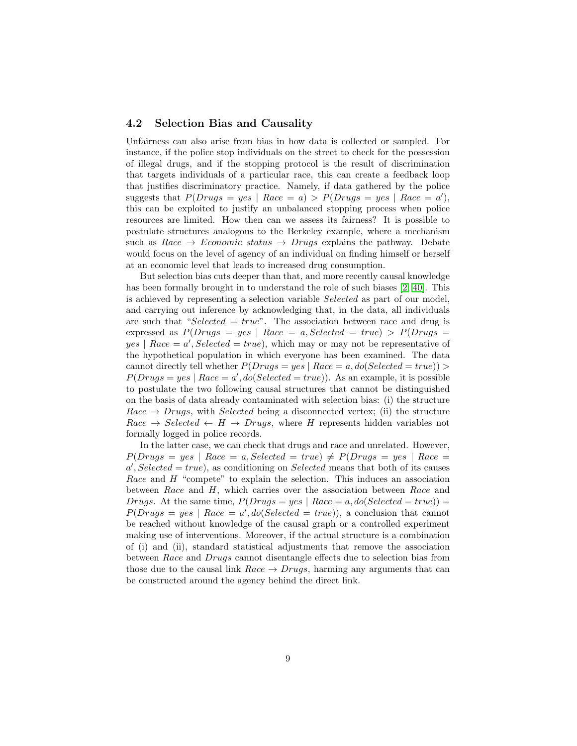### 4.2 Selection Bias and Causality

Unfairness can also arise from bias in how data is collected or sampled. For instance, if the police stop individuals on the street to check for the possession of illegal drugs, and if the stopping protocol is the result of discrimination that targets individuals of a particular race, this can create a feedback loop that justifies discriminatory practice. Namely, if data gathered by the police suggests that $P(Drugs = yes \mid Race = a) > P(Drugs = yes \mid Race = a')$, this can be exploited to justify an unbalanced stopping process when police resources are limited. How then can we assess its fairness? It is possible to postulate structures analogous to the Berkeley example, where a mechanism such as $Race \rightarrow Economic\ status \rightarrow Drugs$ explains the pathway. Debate would focus on the level of agency of an individual on finding himself or herself at an economic level that leads to increased drug consumption.

But selection bias cuts deeper than that, and more recently causal knowledge has been formally brought in to understand the role of such biases [2, 40]. This is achieved by representing a selection variable *Selected* as part of our model, and carrying out inference by acknowledging that, in the data, all individuals are such that "$Selected = true$". The association between race and drug is expressed as $P(Drugs = yes \mid Race = a, Selected = true) > P(Drugs = yes \mid Race = a', Selected = true)$, which may or may not be representative of the hypothetical population in which everyone has been examined. The data cannot directly tell whether $P(Drugs = yes \mid Race = a, do(Selected = true)) > P(Drugs = yes \mid Race = a', do(Selected = true))$. As an example, it is possible to postulate the two following causal structures that cannot be distinguished on the basis of data already contaminated with selection bias: (i) the structure $Race \rightarrow Drugs$, with *Selected* being a disconnected vertex; (ii) the structure $Race \rightarrow Selected \leftarrow H \rightarrow Drugs$, where $H$ represents hidden variables not formally logged in police records.

In the latter case, we can check that drugs and race and unrelated. However, $P(Drugs = yes \mid Race = a, Selected = true) \neq P(Drugs = yes \mid Race = a', Selected = true)$, as conditioning on *Selected* means that both of its causes *Race* and $H$ "compete" to explain the selection. This induces an association between *Race* and $H$, which carries over the association between *Race* and *Drugs*. At the same time, $P(Drugs = yes \mid Race = a, do(Selected = true)) = P(Drugs = yes \mid Race = a', do(Selected = true))$, a conclusion that cannot be reached without knowledge of the causal graph or a controlled experiment making use of interventions. Moreover, if the actual structure is a combination of (i) and (ii), standard statistical adjustments that remove the association between *Race* and *Drugs* cannot disentangle effects due to selection bias from those due to the causal link $Race \rightarrow Drugs$, harming any arguments that can be constructed around the agency behind the direct link.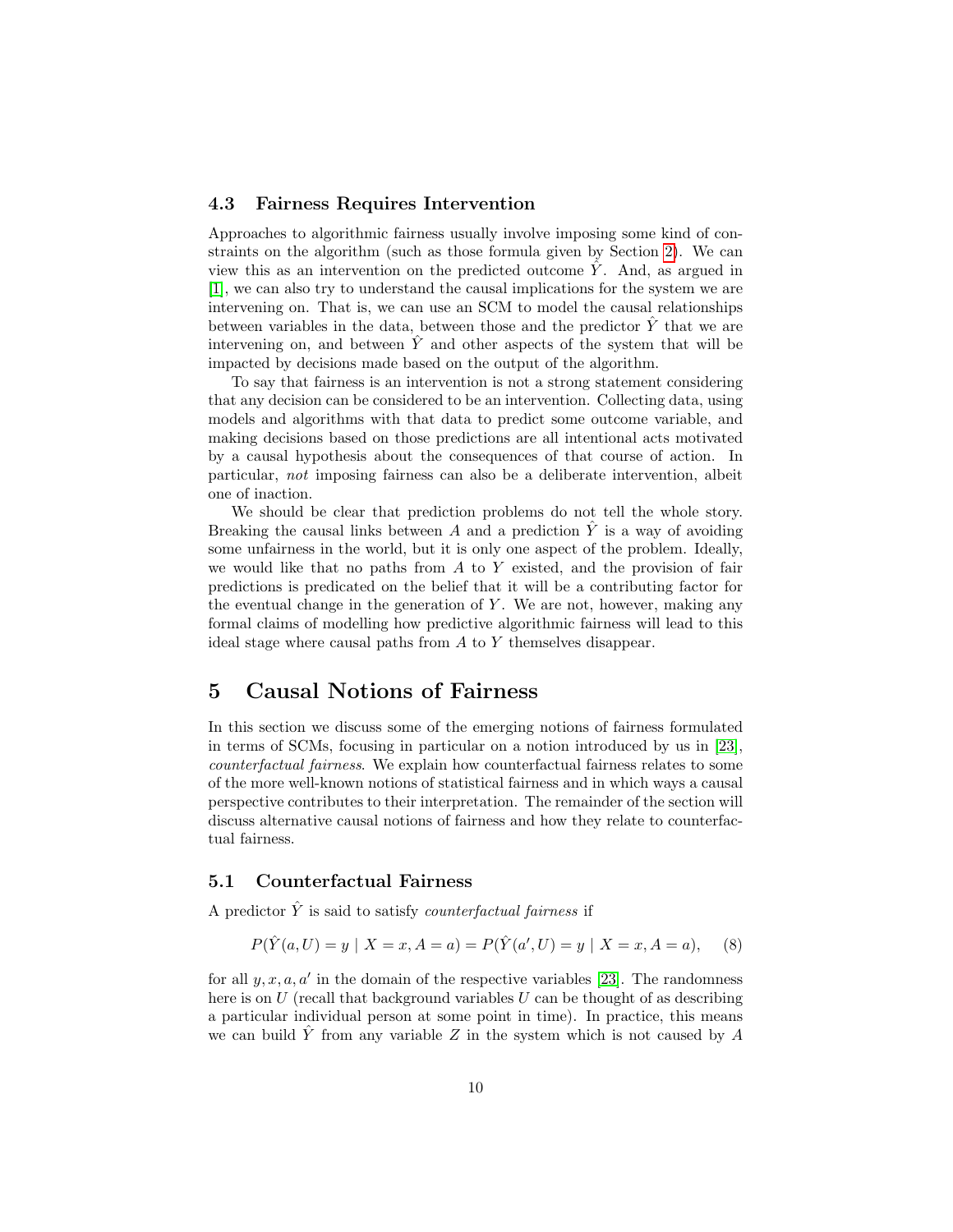### 4.3 Fairness Requires Intervention

Approaches to algorithmic fairness usually involve imposing some kind of constraints on the algorithm (such as those formula given by Section 2). We can view this as an intervention on the predicted outcome $\hat{Y}$. And, as argued in [1], we can also try to understand the causal implications for the system we are intervening on. That is, we can use an SCM to model the causal relationships between variables in the data, between those and the predictor $\hat{Y}$ that we are intervening on, and between $\hat{Y}$ and other aspects of the system that will be impacted by decisions made based on the output of the algorithm.

To say that fairness is an intervention is not a strong statement considering that any decision can be considered to be an intervention. Collecting data, using models and algorithms with that data to predict some outcome variable, and making decisions based on those predictions are all intentional acts motivated by a causal hypothesis about the consequences of that course of action. In particular, *not* imposing fairness can also be a deliberate intervention, albeit one of inaction.

We should be clear that prediction problems do not tell the whole story. Breaking the causal links between $A$ and a prediction $\hat{Y}$ is a way of avoiding some unfairness in the world, but it is only one aspect of the problem. Ideally, we would like that no paths from $A$ to $Y$ existed, and the provision of fair predictions is predicated on the belief that it will be a contributing factor for the eventual change in the generation of $Y$. We are not, however, making any formal claims of modelling how predictive algorithmic fairness will lead to this ideal stage where causal paths from $A$ to $Y$ themselves disappear.

## 5 Causal Notions of Fairness

In this section we discuss some of the emerging notions of fairness formulated in terms of SCMs, focusing in particular on a notion introduced by us in [23], *counterfactual fairness*. We explain how counterfactual fairness relates to some of the more well-known notions of statistical fairness and in which ways a causal perspective contributes to their interpretation. The remainder of the section will discuss alternative causal notions of fairness and how they relate to counterfactual fairness.

### 5.1 Counterfactual Fairness

A predictor $\hat{Y}$ is said to satisfy *counterfactual fairness* if

$$P(\hat{Y}(a, U) = y \mid X = x, A = a) = P(\hat{Y}(a', U) = y \mid X = x, A = a), \qquad (8)$$

for all $y, x, a, a'$ in the domain of the respective variables [23]. The randomness here is on $U$ (recall that background variables $U$ can be thought of as describing a particular individual person at some point in time). In practice, this means we can build $\hat{Y}$ from any variable $Z$ in the system which is not caused by $A$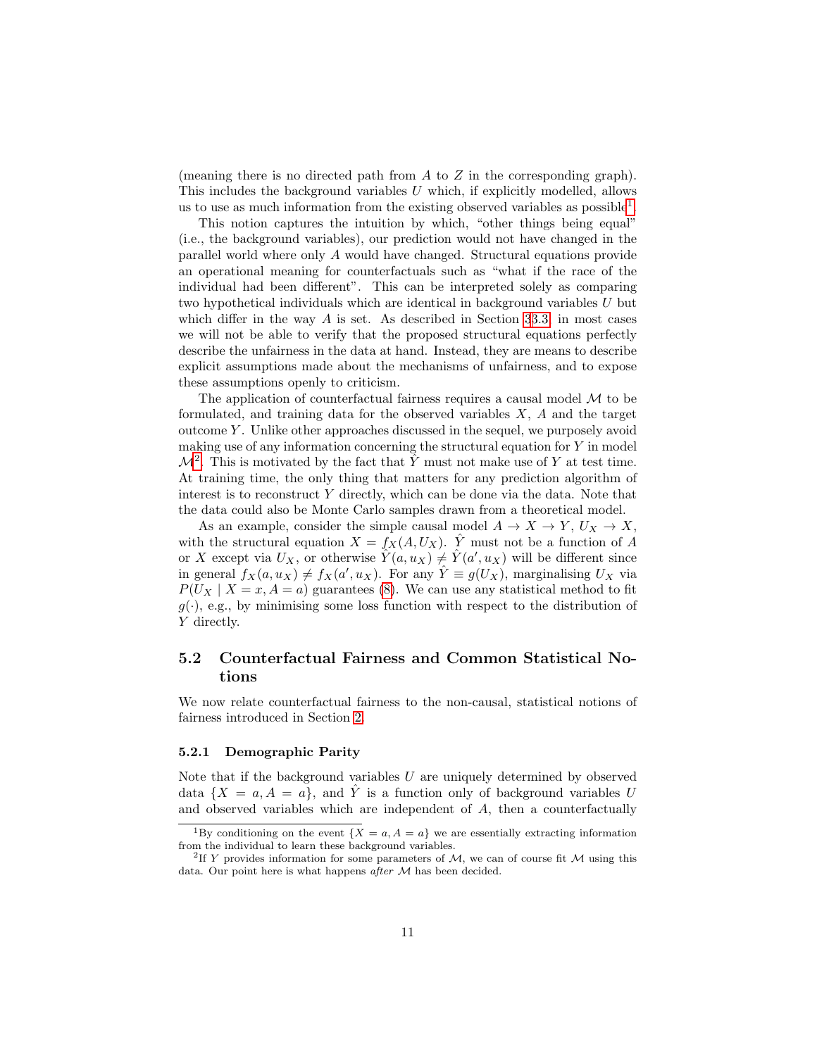(meaning there is no directed path from $A$ to $Z$ in the corresponding graph). This includes the background variables $U$ which, if explicitly modelled, allows us to use as much information from the existing observed variables as possible[1].

This notion captures the intuition by which, "other things being equal" (i.e., the background variables), our prediction would not have changed in the parallel world where only $A$ would have changed. Structural equations provide an operational meaning for counterfactuals such as "what if the race of the individual had been different". This can be interpreted solely as comparing two hypothetical individuals which are identical in background variables $U$ but which differ in the way $A$ is set. As described in Section 33.3, in most cases we will not be able to verify that the proposed structural equations perfectly describe the unfairness in the data at hand. Instead, they are means to describe explicit assumptions made about the mechanisms of unfairness, and to expose these assumptions openly to criticism.

The application of counterfactual fairness requires a causal model $\mathcal{M}$ to be formulated, and training data for the observed variables $X$, $A$ and the target outcome $Y$. Unlike other approaches discussed in the sequel, we purposely avoid making use of any information concerning the structural equation for $Y$ in model $\mathcal{M}$[2]. This is motivated by the fact that $\hat{Y}$ must not make use of $Y$ at test time. At training time, the only thing that matters for any prediction algorithm of interest is to reconstruct $Y$ directly, which can be done via the data. Note that the data could also be Monte Carlo samples drawn from a theoretical model.

As an example, consider the simple causal model $A \rightarrow X \rightarrow Y$, $U_X \rightarrow X$, with the structural equation $X = f_X(A, U_X)$. $\hat{Y}$ must not be a function of $A$ or $X$ except via $U_X$, or otherwise $\hat{Y}(a, u_X) \neq \hat{Y}(a', u_X)$ will be different since in general $f_X(a, u_X) \neq f_X(a', u_X)$. For any $\hat{Y} \equiv g(U_X)$, marginalising $U_X$ via $P(U_X \mid X = x, A = a)$ guarantees (8). We can use any statistical method to fit $g(\cdot)$, e.g., by minimising some loss function with respect to the distribution of $Y$ directly.

## 5.2 Counterfactual Fairness and Common Statistical Notions

We now relate counterfactual fairness to the non-causal, statistical notions of fairness introduced in Section 2.

### 5.2.1 Demographic Parity

Note that if the background variables $U$ are uniquely determined by observed data $\{X = a, A = a\}$, and $\hat{Y}$ is a function only of background variables $U$ and observed variables which are independent of $A$, then a counterfactually

[1] By conditioning on the event $\{X = a, A = a\}$ we are essentially extracting information from the individual to learn these background variables.

[2] If $Y$ provides information for some parameters of $\mathcal{M}$, we can of course fit $\mathcal{M}$ using this data. Our point here is what happens *after* $\mathcal{M}$ has been decided.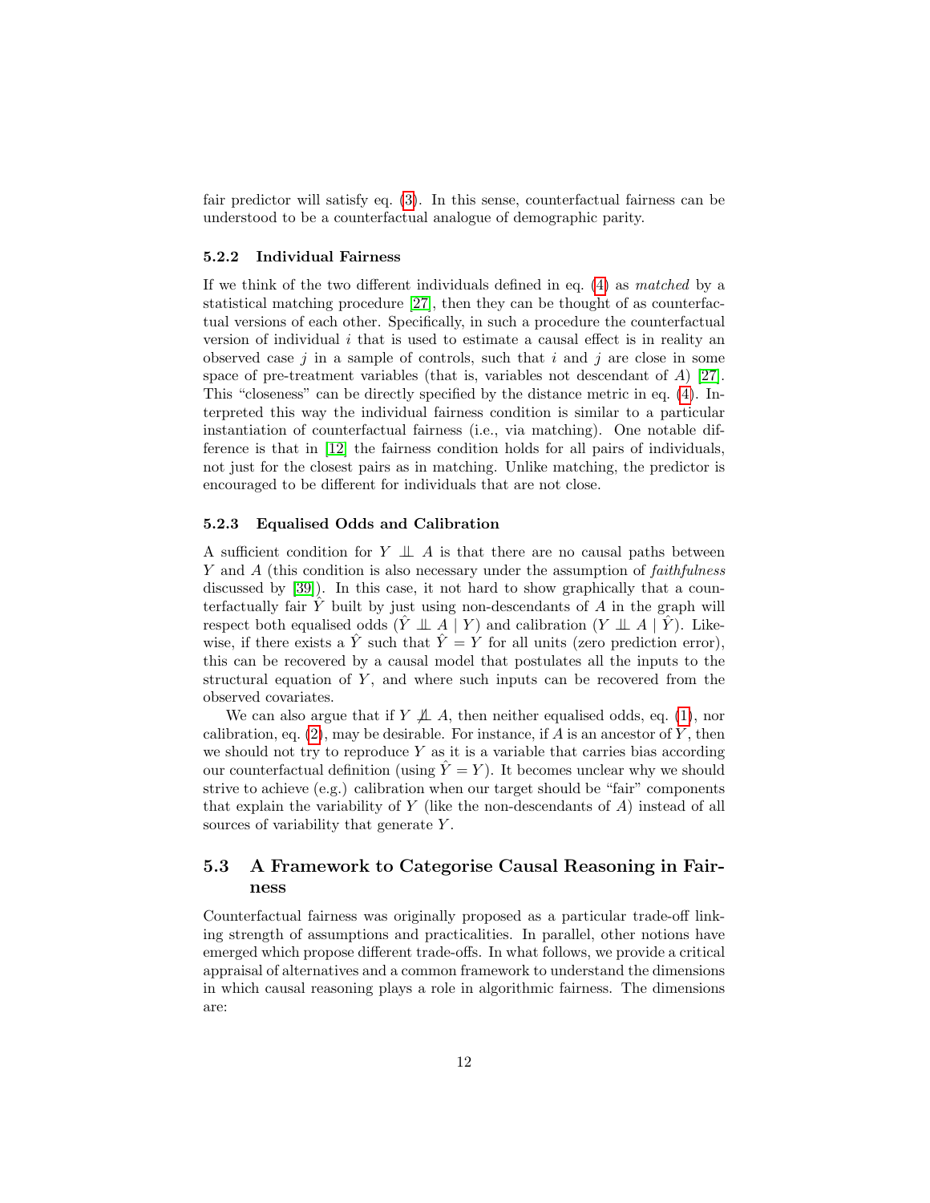fair predictor will satisfy eq. (3). In this sense, counterfactual fairness can be understood to be a counterfactual analogue of demographic parity.

#### 5.2.2 Individual Fairness

If we think of the two different individuals defined in eq. (4) as *matched* by a statistical matching procedure [27], then they can be thought of as counterfactual versions of each other. Specifically, in such a procedure the counterfactual version of individual $i$ that is used to estimate a causal effect is in reality an observed case $j$ in a sample of controls, such that $i$ and $j$ are close in some space of pre-treatment variables (that is, variables not descendant of $A$) [27]. This "closeness" can be directly specified by the distance metric in eq. (4). Interpreted this way the individual fairness condition is similar to a particular instantiation of counterfactual fairness (i.e., via matching). One notable difference is that in [12] the fairness condition holds for all pairs of individuals, not just for the closest pairs as in matching. Unlike matching, the predictor is encouraged to be different for individuals that are not close.

#### 5.2.3 Equalised Odds and Calibration

A sufficient condition for $Y \perp\!\!\!\perp A$ is that there are no causal paths between $Y$ and $A$ (this condition is also necessary under the assumption of *faithfulness* discussed by [39]). In this case, it not hard to show graphically that a counterfactually fair $\hat{Y}$ built by just using non-descendants of $A$ in the graph will respect both equalised odds ($\hat{Y} \perp\!\!\!\perp A \mid Y$) and calibration ($Y \perp\!\!\!\perp A \mid \hat{Y}$). Likewise, if there exists a $\hat{Y}$ such that $\hat{Y} = Y$ for all units (zero prediction error), this can be recovered by a causal model that postulates all the inputs to the structural equation of $Y$, and where such inputs can be recovered from the observed covariates.

We can also argue that if $Y \not\!\perp\!\!\!\perp A$, then neither equalised odds, eq. (1), nor calibration, eq. (2), may be desirable. For instance, if $A$ is an ancestor of $Y$, then we should not try to reproduce $Y$ as it is a variable that carries bias according our counterfactual definition (using $\hat{Y} = Y$). It becomes unclear why we should strive to achieve (e.g.) calibration when our target should be "fair" components that explain the variability of $Y$ (like the non-descendants of $A$) instead of all sources of variability that generate $Y$.

### 5.3 A Framework to Categorise Causal Reasoning in Fairness

Counterfactual fairness was originally proposed as a particular trade-off linking strength of assumptions and practicalities. In parallel, other notions have emerged which propose different trade-offs. In what follows, we provide a critical appraisal of alternatives and a common framework to understand the dimensions in which causal reasoning plays a role in algorithmic fairness. The dimensions are: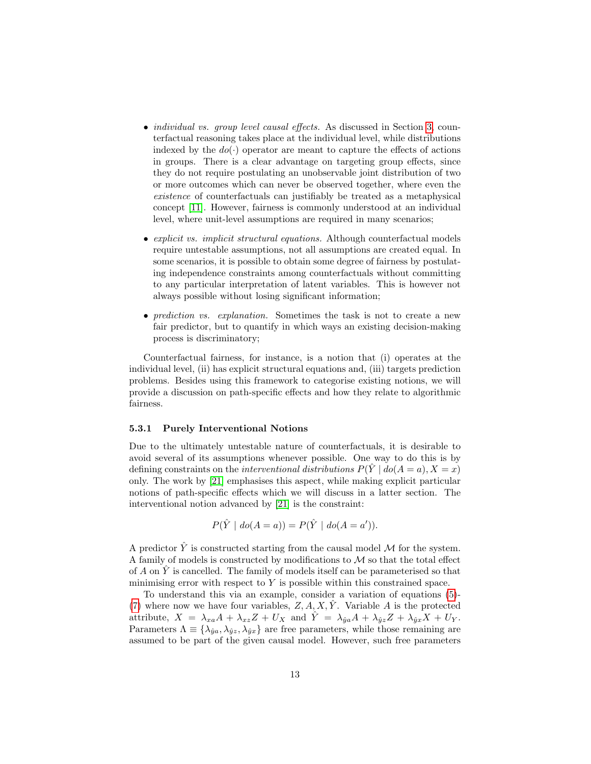- *individual vs. group level causal effects.* As discussed in Section 3, counterfactual reasoning takes place at the individual level, while distributions indexed by the $do(\cdot)$ operator are meant to capture the effects of actions in groups. There is a clear advantage on targeting group effects, since they do not require postulating an unobservable joint distribution of two or more outcomes which can never be observed together, where even the *existence* of counterfactuals can justifiably be treated as a metaphysical concept [11]. However, fairness is commonly understood at an individual level, where unit-level assumptions are required in many scenarios;

- *explicit vs. implicit structural equations.* Although counterfactual models require untestable assumptions, not all assumptions are created equal. In some scenarios, it is possible to obtain some degree of fairness by postulating independence constraints among counterfactuals without committing to any particular interpretation of latent variables. This is however not always possible without losing significant information;

- *prediction vs. explanation.* Sometimes the task is not to create a new fair predictor, but to quantify in which ways an existing decision-making process is discriminatory;

Counterfactual fairness, for instance, is a notion that (i) operates at the individual level, (ii) has explicit structural equations and, (iii) targets prediction problems. Besides using this framework to categorise existing notions, we will provide a discussion on path-specific effects and how they relate to algorithmic fairness.

#### 5.3.1 Purely Interventional Notions

Due to the ultimately untestable nature of counterfactuals, it is desirable to avoid several of its assumptions whenever possible. One way to do this is by defining constraints on the *interventional distributions* $P(\hat{Y} \mid do(A = a), X = x)$ only. The work by [21] emphasises this aspect, while making explicit particular notions of path-specific effects which we will discuss in a latter section. The interventional notion advanced by [21] is the constraint:

$$P(\hat{Y} \mid do(A = a)) = P(\hat{Y} \mid do(A = a')).$$

A predictor $\hat{Y}$ is constructed starting from the causal model $\mathcal{M}$ for the system. A family of models is constructed by modifications to $\mathcal{M}$ so that the total effect of $A$ on $\hat{Y}$ is cancelled. The family of models itself can be parameterised so that minimising error with respect to $Y$ is possible within this constrained space.

To understand this via an example, consider a variation of equations (5)-(7) where now we have four variables, $Z, A, X, \hat{Y}$. Variable $A$ is the protected attribute, $X = \lambda_{xa} A + \lambda_{xz} Z + U_X$ and $\hat{Y} = \lambda_{\hat{y}a} A + \lambda_{\hat{y}z} Z + \lambda_{\hat{y}x} X + U_Y$. Parameters $\Lambda \equiv \{\lambda_{\hat{y}a}, \lambda_{\hat{y}z}, \lambda_{\hat{y}x}\}$ are free parameters, while those remaining are assumed to be part of the given causal model. However, such free parameters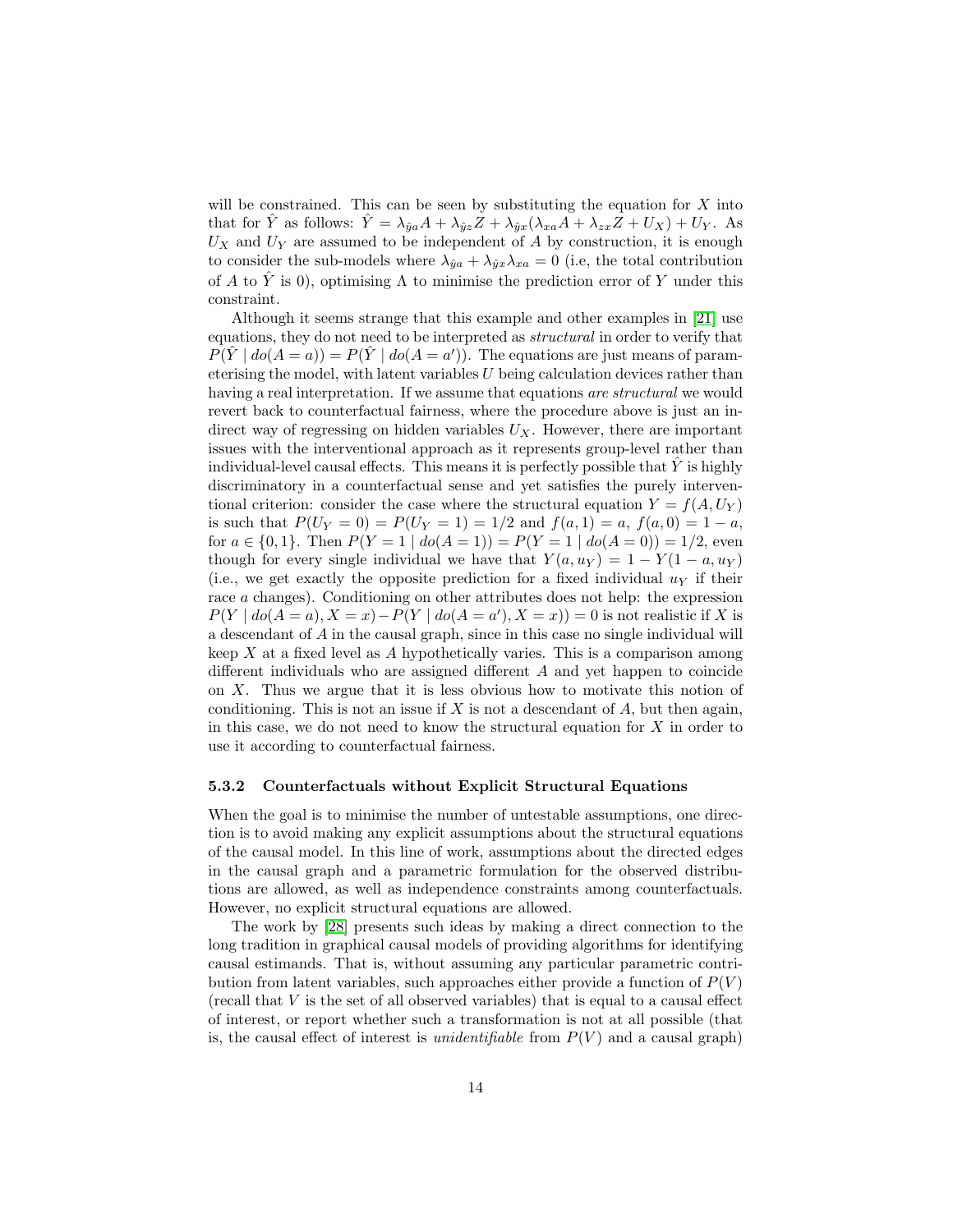will be constrained. This can be seen by substituting the equation for $X$ into that for $\hat{Y}$ as follows: $\hat{Y} = \lambda_{\hat{y}a}A + \lambda_{\hat{y}z}Z + \lambda_{\hat{y}x}(\lambda_{xa}A + \lambda_{zx}Z + U_X) + U_Y$. As $U_X$ and $U_Y$ are assumed to be independent of $A$ by construction, it is enough to consider the sub-models where $\lambda_{\hat{y}a} + \lambda_{\hat{y}x}\lambda_{xa} = 0$ (i.e, the total contribution of $A$ to $\hat{Y}$ is 0), optimising $\Lambda$ to minimise the prediction error of $Y$ under this constraint.

Although it seems strange that this example and other examples in [21] use equations, they do not need to be interpreted as *structural* in order to verify that $P(\hat{Y} \mid do(A = a)) = P(\hat{Y} \mid do(A = a'))$. The equations are just means of parameterising the model, with latent variables $U$ being calculation devices rather than having a real interpretation. If we assume that equations *are structural* we would revert back to counterfactual fairness, where the procedure above is just an indirect way of regressing on hidden variables $U_X$. However, there are important issues with the interventional approach as it represents group-level rather than individual-level causal effects. This means it is perfectly possible that $\hat{Y}$ is highly discriminatory in a counterfactual sense and yet satisfies the purely interventional criterion: consider the case where the structural equation $Y = f(A, U_Y)$ is such that $P(U_Y = 0) = P(U_Y = 1) = 1/2$ and $f(a, 1) = a$, $f(a, 0) = 1 - a$, for $a \in \{0, 1\}$. Then $P(Y = 1 \mid do(A = 1)) = P(Y = 1 \mid do(A = 0)) = 1/2$, even though for every single individual we have that $Y(a, u_Y) = 1 - Y(1 - a, u_Y)$ (i.e., we get exactly the opposite prediction for a fixed individual $u_Y$ if their race $a$ changes). Conditioning on other attributes does not help: the expression $P(Y \mid do(A = a), X = x) - P(Y \mid do(A = a'), X = x)) = 0$ is not realistic if $X$ is a descendant of $A$ in the causal graph, since in this case no single individual will keep $X$ at a fixed level as $A$ hypothetically varies. This is a comparison among different individuals who are assigned different $A$ and yet happen to coincide on $X$. Thus we argue that it is less obvious how to motivate this notion of conditioning. This is not an issue if $X$ is not a descendant of $A$, but then again, in this case, we do not need to know the structural equation for $X$ in order to use it according to counterfactual fairness.

#### 5.3.2 Counterfactuals without Explicit Structural Equations

When the goal is to minimise the number of untestable assumptions, one direction is to avoid making any explicit assumptions about the structural equations of the causal model. In this line of work, assumptions about the directed edges in the causal graph and a parametric formulation for the observed distributions are allowed, as well as independence constraints among counterfactuals. However, no explicit structural equations are allowed.

The work by [28] presents such ideas by making a direct connection to the long tradition in graphical causal models of providing algorithms for identifying causal estimands. That is, without assuming any particular parametric contribution from latent variables, such approaches either provide a function of $P(V)$ (recall that $V$ is the set of all observed variables) that is equal to a causal effect of interest, or report whether such a transformation is not at all possible (that is, the causal effect of interest is *unidentifiable* from $P(V)$ and a causal graph)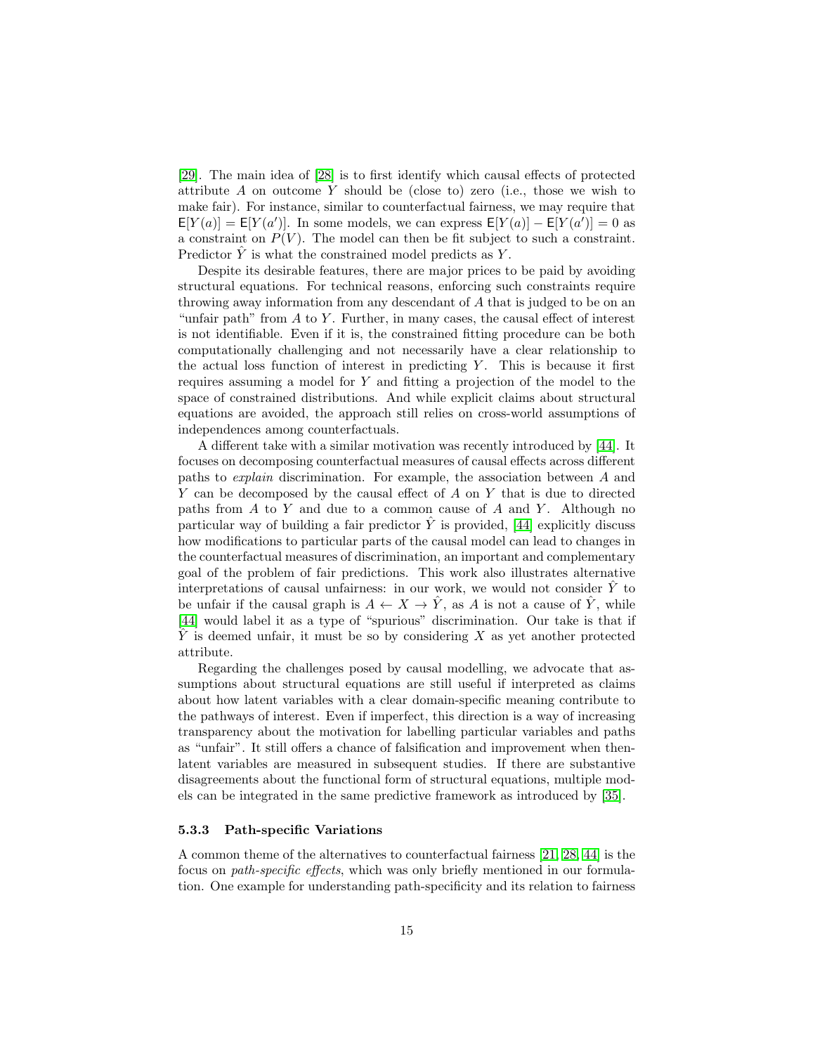[29]. The main idea of [28] is to first identify which causal effects of protected attribute $A$ on outcome $Y$ should be (close to) zero (i.e., those we wish to make fair). For instance, similar to counterfactual fairness, we may require that $\mathsf{E}[Y(a)] = \mathsf{E}[Y(a')]$. In some models, we can express $\mathsf{E}[Y(a)] - \mathsf{E}[Y(a')] = 0$ as a constraint on $P(V)$. The model can then be fit subject to such a constraint. Predictor $\hat{Y}$ is what the constrained model predicts as $Y$.

Despite its desirable features, there are major prices to be paid by avoiding structural equations. For technical reasons, enforcing such constraints require throwing away information from any descendant of $A$ that is judged to be on an "unfair path" from $A$ to $Y$. Further, in many cases, the causal effect of interest is not identifiable. Even if it is, the constrained fitting procedure can be both computationally challenging and not necessarily have a clear relationship to the actual loss function of interest in predicting $Y$. This is because it first requires assuming a model for $Y$ and fitting a projection of the model to the space of constrained distributions. And while explicit claims about structural equations are avoided, the approach still relies on cross-world assumptions of independences among counterfactuals.

A different take with a similar motivation was recently introduced by [44]. It focuses on decomposing counterfactual measures of causal effects across different paths to *explain* discrimination. For example, the association between $A$ and $Y$ can be decomposed by the causal effect of $A$ on $Y$ that is due to directed paths from $A$ to $Y$ and due to a common cause of $A$ and $Y$. Although no particular way of building a fair predictor $\hat{Y}$ is provided, [44] explicitly discuss how modifications to particular parts of the causal model can lead to changes in the counterfactual measures of discrimination, an important and complementary goal of the problem of fair predictions. This work also illustrates alternative interpretations of causal unfairness: in our work, we would not consider $\hat{Y}$ to be unfair if the causal graph is $A \leftarrow X \rightarrow \hat{Y}$, as $A$ is not a cause of $\hat{Y}$, while [44] would label it as a type of "spurious" discrimination. Our take is that if $\hat{Y}$ is deemed unfair, it must be so by considering $X$ as yet another protected attribute.

Regarding the challenges posed by causal modelling, we advocate that assumptions about structural equations are still useful if interpreted as claims about how latent variables with a clear domain-specific meaning contribute to the pathways of interest. Even if imperfect, this direction is a way of increasing transparency about the motivation for labelling particular variables and paths as "unfair". It still offers a chance of falsification and improvement when then-latent variables are measured in subsequent studies. If there are substantive disagreements about the functional form of structural equations, multiple models can be integrated in the same predictive framework as introduced by [35].

#### 5.3.3 Path-specific Variations

A common theme of the alternatives to counterfactual fairness [21, 28, 44] is the focus on *path-specific effects*, which was only briefly mentioned in our formulation. One example for understanding path-specificity and its relation to fairness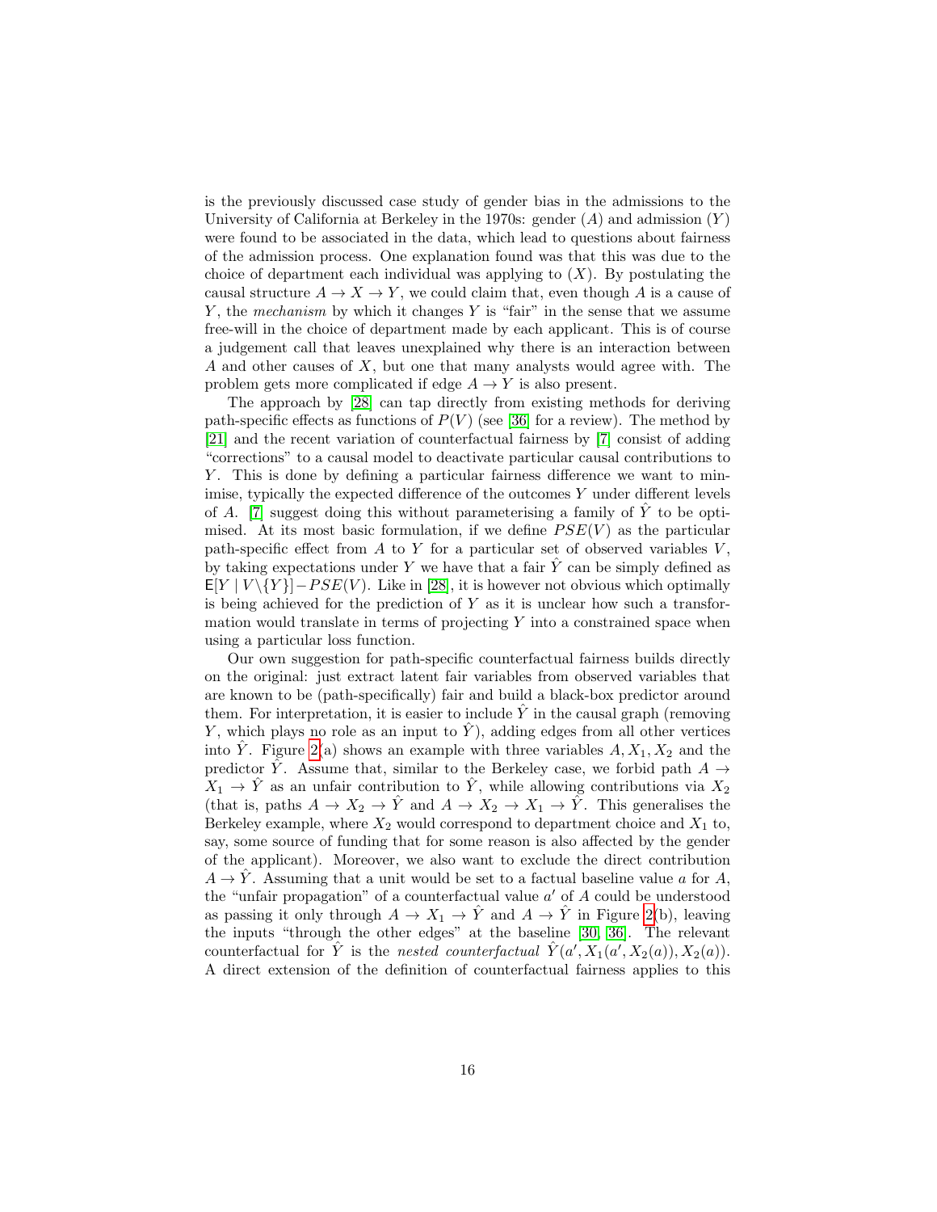is the previously discussed case study of gender bias in the admissions to the University of California at Berkeley in the 1970s: gender ($A$) and admission ($Y$) were found to be associated in the data, which lead to questions about fairness of the admission process. One explanation found was that this was due to the choice of department each individual was applying to ($X$). By postulating the causal structure $A \rightarrow X \rightarrow Y$, we could claim that, even though $A$ is a cause of $Y$, the *mechanism* by which it changes $Y$ is "fair" in the sense that we assume free-will in the choice of department made by each applicant. This is of course a judgement call that leaves unexplained why there is an interaction between $A$ and other causes of $X$, but one that many analysts would agree with. The problem gets more complicated if edge $A \rightarrow Y$ is also present.

The approach by [28] can tap directly from existing methods for deriving path-specific effects as functions of $P(V)$ (see [36] for a review). The method by [21] and the recent variation of counterfactual fairness by [7] consist of adding "corrections" to a causal model to deactivate particular causal contributions to $Y$. This is done by defining a particular fairness difference we want to minimise, typically the expected difference of the outcomes $Y$ under different levels of $A$. [7] suggest doing this without parameterising a family of $\hat{Y}$ to be optimised. At its most basic formulation, if we define $PSE(V)$ as the particular path-specific effect from $A$ to $Y$ for a particular set of observed variables $V$, by taking expectations under $Y$ we have that a fair $\hat{Y}$ can be simply defined as $\mathsf{E}[Y \mid V \backslash \{Y\}] - PSE(V)$. Like in [28], it is however not obvious which optimally is being achieved for the prediction of $Y$ as it is unclear how such a transformation would translate in terms of projecting $Y$ into a constrained space when using a particular loss function.

Our own suggestion for path-specific counterfactual fairness builds directly on the original: just extract latent fair variables from observed variables that are known to be (path-specifically) fair and build a black-box predictor around them. For interpretation, it is easier to include $\hat{Y}$ in the causal graph (removing $Y$, which plays no role as an input to $\hat{Y}$), adding edges from all other vertices into $\hat{Y}$. Figure 2(a) shows an example with three variables $A, X_1, X_2$ and the predictor $\hat{Y}$. Assume that, similar to the Berkeley case, we forbid path $A \rightarrow X_1 \rightarrow \hat{Y}$ as an unfair contribution to $\hat{Y}$, while allowing contributions via $X_2$ (that is, paths $A \rightarrow X_2 \rightarrow \hat{Y}$ and $A \rightarrow X_2 \rightarrow X_1 \rightarrow \hat{Y}$. This generalises the Berkeley example, where $X_2$ would correspond to department choice and $X_1$ to, say, some source of funding that for some reason is also affected by the gender of the applicant). Moreover, we also want to exclude the direct contribution $A \rightarrow \hat{Y}$. Assuming that a unit would be set to a factual baseline value $a$ for $A$, the "unfair propagation" of a counterfactual value $a'$ of $A$ could be understood as passing it only through $A \rightarrow X_1 \rightarrow \hat{Y}$ and $A \rightarrow \hat{Y}$ in Figure 2(b), leaving the inputs "through the other edges" at the baseline [30, 36]. The relevant counterfactual for $\hat{Y}$ is the *nested counterfactual* $\hat{Y}(a', X_1(a', X_2(a)), X_2(a))$. A direct extension of the definition of counterfactual fairness applies to this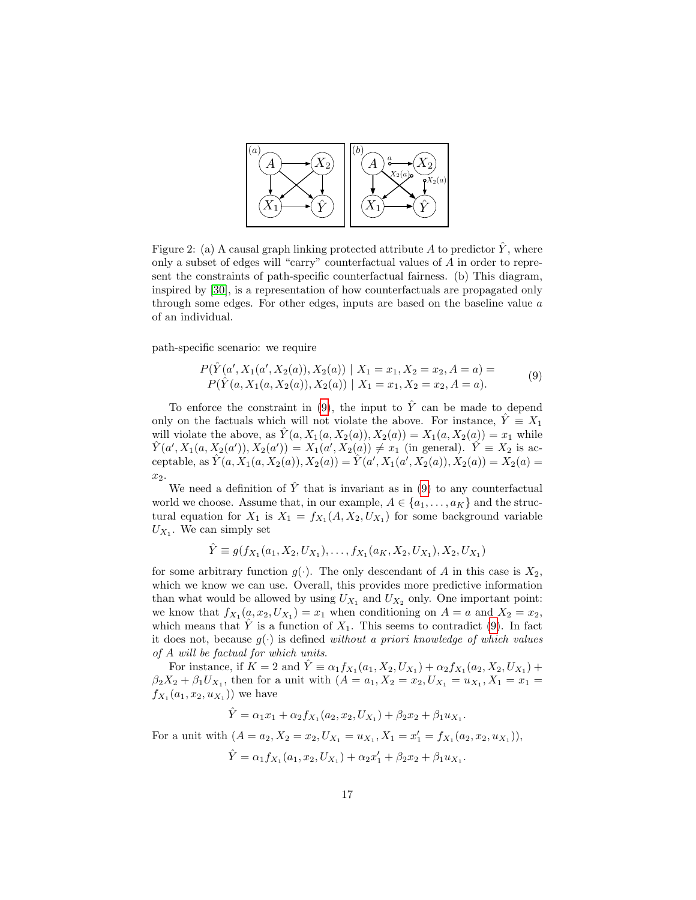Figure 2: (a) A causal graph linking protected attribute $A$ to predictor $\hat{Y}$, where only a subset of edges will "carry" counterfactual values of $A$ in order to represent the constraints of path-specific counterfactual fairness. (b) This diagram, inspired by [30], is a representation of how counterfactuals are propagated only through some edges. For other edges, inputs are based on the baseline value $a$ of an individual.

path-specific scenario: we require

$$
\begin{aligned}
P(\hat{Y}(a', X_1(a', X_2(a)), X_2(a)) \mid X_1 = x_1, X_2 = x_2, A = a) = \\
P(\hat{Y}(a, X_1(a, X_2(a)), X_2(a)) \mid X_1 = x_1, X_2 = x_2, A = a).
\end{aligned}
\tag{9}
$$

To enforce the constraint in (9), the input to $\hat{Y}$ can be made to depend only on the factuals which will not violate the above. For instance, $\hat{Y} \equiv X_1$ will violate the above, as $\hat{Y}(a, X_1(a, X_2(a)), X_2(a)) = X_1(a, X_2(a)) = x_1$ while $\hat{Y}(a', X_1(a, X_2(a')), X_2(a')) = X_1(a', X_2(a)) \neq x_1$ (in general). $\hat{Y} \equiv X_2$ is acceptable, as $\hat{Y}(a, X_1(a, X_2(a)), X_2(a)) = \hat{Y}(a', X_1(a', X_2(a)), X_2(a)) = X_2(a) = x_2$.

We need a definition of $\hat{Y}$ that is invariant as in (9) to any counterfactual world we choose. Assume that, in our example, $A \in \{a_1, \ldots, a_K\}$ and the structural equation for $X_1$ is $X_1 = f_{X_1}(A, X_2, U_{X_1})$ for some background variable $U_{X_1}$. We can simply set

$$
\hat{Y} \equiv g(f_{X_1}(a_1, X_2, U_{X_1}), \ldots, f_{X_1}(a_K, X_2, U_{X_1}), X_2, U_{X_1})
$$

for some arbitrary function $g(\cdot)$. The only descendant of $A$ in this case is $X_2$, which we know we can use. Overall, this provides more predictive information than what would be allowed by using $U_{X_1}$ and $U_{X_2}$ only. One important point: we know that $f_{X_1}(a, x_2, U_{X_1}) = x_1$ when conditioning on $A = a$ and $X_2 = x_2$, which means that $\hat{Y}$ is a function of $X_1$. This seems to contradict (9). In fact it does not, because $g(\cdot)$ is defined *without a priori knowledge of which values of A will be factual for which units*.

For instance, if $K = 2$ and $\hat{Y} \equiv \alpha_1 f_{X_1}(a_1, X_2, U_{X_1}) + \alpha_2 f_{X_1}(a_2, X_2, U_{X_1}) + \beta_2 X_2 + \beta_1 U_{X_1}$, then for a unit with $(A = a_1, X_2 = x_2, U_{X_1} = u_{X_1}, X_1 = x_1 = f_{X_1}(a_1, x_2, u_{X_1}))$ we have

$$
\hat{Y} = \alpha_1 x_1 + \alpha_2 f_{X_1}(a_2, x_2, U_{X_1}) + \beta_2 x_2 + \beta_1 u_{X_1}.
$$

For a unit with $(A = a_2, X_2 = x_2, U_{X_1} = u_{X_1}, X_1 = x'_1 = f_{X_1}(a_2, x_2, u_{X_1}))$,

$$
\hat{Y} = \alpha_1 f_{X_1}(a_1, x_2, U_{X_1}) + \alpha_2 x'_1 + \beta_2 x_2 + \beta_1 u_{X_1}.
$$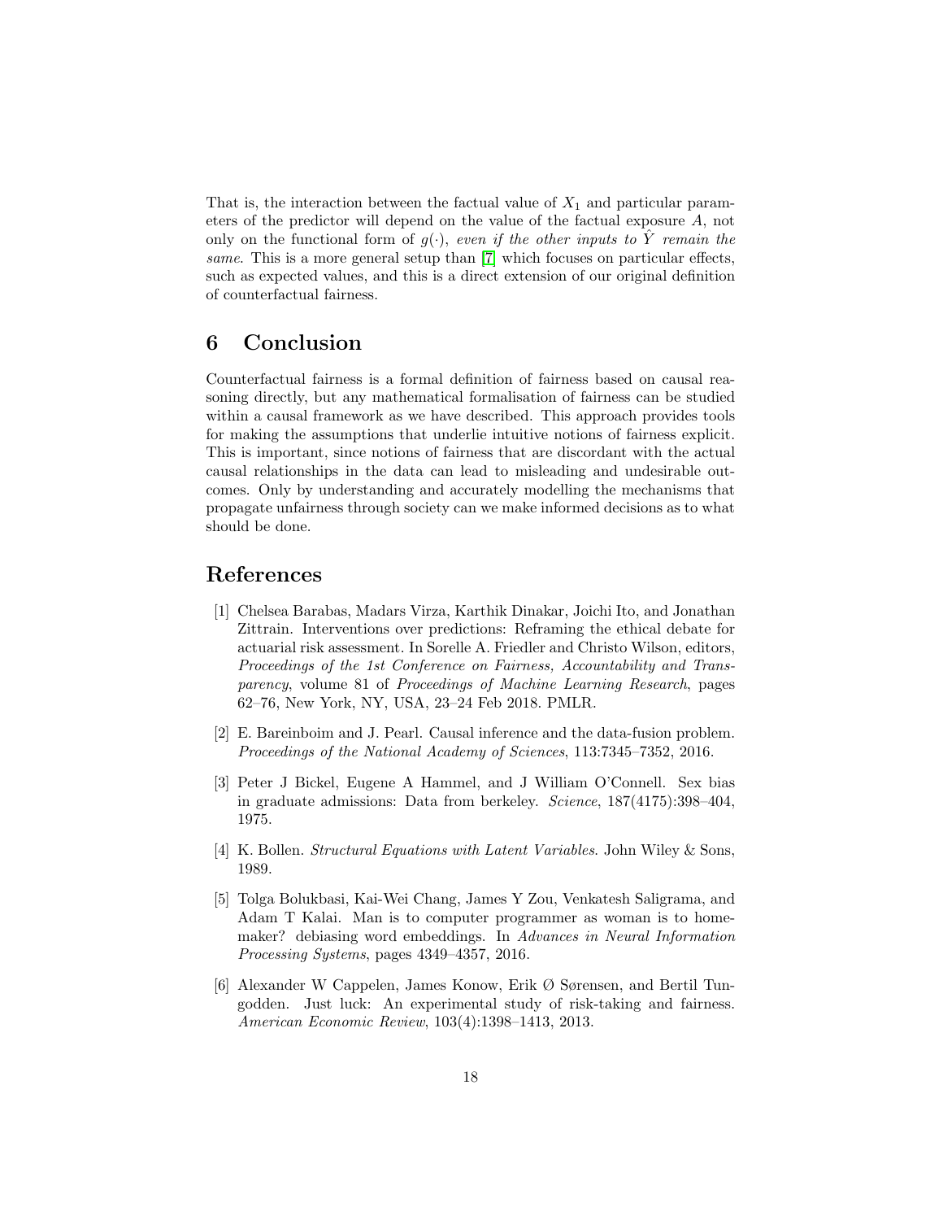That is, the interaction between the factual value of $X_1$ and particular parameters of the predictor will depend on the value of the factual exposure $A$, not only on the functional form of $g(\cdot)$, *even if the other inputs to $\hat{Y}$ remain the same*. This is a more general setup than [7] which focuses on particular effects, such as expected values, and this is a direct extension of our original definition of counterfactual fairness.

## 6 Conclusion

Counterfactual fairness is a formal definition of fairness based on causal reasoning directly, but any mathematical formalisation of fairness can be studied within a causal framework as we have described. This approach provides tools for making the assumptions that underlie intuitive notions of fairness explicit. This is important, since notions of fairness that are discordant with the actual causal relationships in the data can lead to misleading and undesirable outcomes. Only by understanding and accurately modelling the mechanisms that propagate unfairness through society can we make informed decisions as to what should be done.

## References

[1] Chelsea Barabas, Madars Virza, Karthik Dinakar, Joichi Ito, and Jonathan Zittrain. Interventions over predictions: Reframing the ethical debate for actuarial risk assessment. In Sorelle A. Friedler and Christo Wilson, editors, *Proceedings of the 1st Conference on Fairness, Accountability and Transparency*, volume 81 of *Proceedings of Machine Learning Research*, pages 62–76, New York, NY, USA, 23–24 Feb 2018. PMLR.

[2] E. Bareinboim and J. Pearl. Causal inference and the data-fusion problem. *Proceedings of the National Academy of Sciences*, 113:7345–7352, 2016.

[3] Peter J Bickel, Eugene A Hammel, and J William O'Connell. Sex bias in graduate admissions: Data from berkeley. *Science*, 187(4175):398–404, 1975.

[4] K. Bollen. *Structural Equations with Latent Variables*. John Wiley & Sons, 1989.

[5] Tolga Bolukbasi, Kai-Wei Chang, James Y Zou, Venkatesh Saligrama, and Adam T Kalai. Man is to computer programmer as woman is to homemaker? debiasing word embeddings. In *Advances in Neural Information Processing Systems*, pages 4349–4357, 2016.

[6] Alexander W Cappelen, James Konow, Erik Ø Sørensen, and Bertil Tungodden. Just luck: An experimental study of risk-taking and fairness. *American Economic Review*, 103(4):1398–1413, 2013.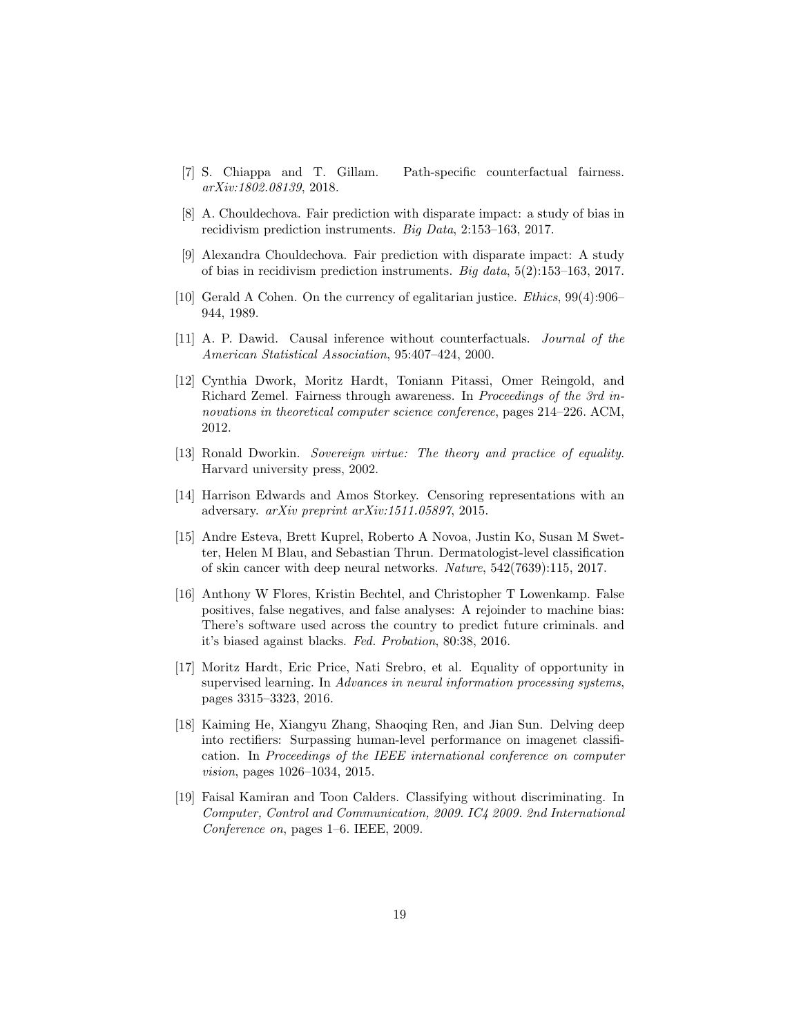[7] S. Chiappa and T. Gillam. Path-specific counterfactual fairness. *arXiv:1802.08139*, 2018.

[8] A. Chouldechova. Fair prediction with disparate impact: a study of bias in recidivism prediction instruments. *Big Data*, 2:153–163, 2017.

[9] Alexandra Chouldechova. Fair prediction with disparate impact: A study of bias in recidivism prediction instruments. *Big data*, 5(2):153–163, 2017.

[10] Gerald A Cohen. On the currency of egalitarian justice. *Ethics*, 99(4):906–944, 1989.

[11] A. P. Dawid. Causal inference without counterfactuals. *Journal of the American Statistical Association*, 95:407–424, 2000.

[12] Cynthia Dwork, Moritz Hardt, Toniann Pitassi, Omer Reingold, and Richard Zemel. Fairness through awareness. In *Proceedings of the 3rd innovations in theoretical computer science conference*, pages 214–226. ACM, 2012.

[13] Ronald Dworkin. *Sovereign virtue: The theory and practice of equality*. Harvard university press, 2002.

[14] Harrison Edwards and Amos Storkey. Censoring representations with an adversary. *arXiv preprint arXiv:1511.05897*, 2015.

[15] Andre Esteva, Brett Kuprel, Roberto A Novoa, Justin Ko, Susan M Swetter, Helen M Blau, and Sebastian Thrun. Dermatologist-level classification of skin cancer with deep neural networks. *Nature*, 542(7639):115, 2017.

[16] Anthony W Flores, Kristin Bechtel, and Christopher T Lowenkamp. False positives, false negatives, and false analyses: A rejoinder to machine bias: There's software used across the country to predict future criminals. and it's biased against blacks. *Fed. Probation*, 80:38, 2016.

[17] Moritz Hardt, Eric Price, Nati Srebro, et al. Equality of opportunity in supervised learning. In *Advances in neural information processing systems*, pages 3315–3323, 2016.

[18] Kaiming He, Xiangyu Zhang, Shaoqing Ren, and Jian Sun. Delving deep into rectifiers: Surpassing human-level performance on imagenet classification. In *Proceedings of the IEEE international conference on computer vision*, pages 1026–1034, 2015.

[19] Faisal Kamiran and Toon Calders. Classifying without discriminating. In *Computer, Control and Communication, 2009. IC4 2009. 2nd International Conference on*, pages 1–6. IEEE, 2009.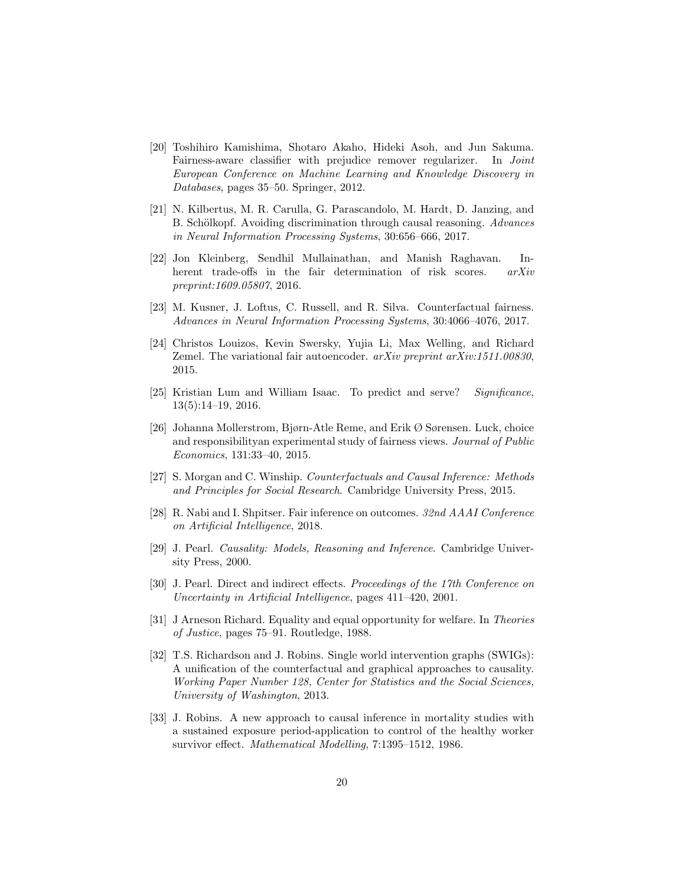[20] Toshihiro Kamishima, Shotaro Akaho, Hideki Asoh, and Jun Sakuma. Fairness-aware classifier with prejudice remover regularizer. In *Joint European Conference on Machine Learning and Knowledge Discovery in Databases*, pages 35–50. Springer, 2012.

[21] N. Kilbertus, M. R. Carulla, G. Parascandolo, M. Hardt, D. Janzing, and B. Schölkopf. Avoiding discrimination through causal reasoning. *Advances in Neural Information Processing Systems*, 30:656–666, 2017.

[22] Jon Kleinberg, Sendhil Mullainathan, and Manish Raghavan. Inherent trade-offs in the fair determination of risk scores. *arXiv preprint:1609.05807*, 2016.

[23] M. Kusner, J. Loftus, C. Russell, and R. Silva. Counterfactual fairness. *Advances in Neural Information Processing Systems*, 30:4066–4076, 2017.

[24] Christos Louizos, Kevin Swersky, Yujia Li, Max Welling, and Richard Zemel. The variational fair autoencoder. *arXiv preprint arXiv:1511.00830*, 2015.

[25] Kristian Lum and William Isaac. To predict and serve? *Significance*, 13(5):14–19, 2016.

[26] Johanna Mollerstrom, Bjørn-Atle Reme, and Erik Ø Sørensen. Luck, choice and responsibilityan experimental study of fairness views. *Journal of Public Economics*, 131:33–40, 2015.

[27] S. Morgan and C. Winship. *Counterfactuals and Causal Inference: Methods and Principles for Social Research*. Cambridge University Press, 2015.

[28] R. Nabi and I. Shpitser. Fair inference on outcomes. *32nd AAAI Conference on Artificial Intelligence*, 2018.

[29] J. Pearl. *Causality: Models, Reasoning and Inference*. Cambridge University Press, 2000.

[30] J. Pearl. Direct and indirect effects. *Proceedings of the 17th Conference on Uncertainty in Artificial Intelligence*, pages 411–420, 2001.

[31] J Arneson Richard. Equality and equal opportunity for welfare. In *Theories of Justice*, pages 75–91. Routledge, 1988.

[32] T.S. Richardson and J. Robins. Single world intervention graphs (SWIGs): A unification of the counterfactual and graphical approaches to causality. *Working Paper Number 128, Center for Statistics and the Social Sciences, University of Washington*, 2013.

[33] J. Robins. A new approach to causal inference in mortality studies with a sustained exposure period-application to control of the healthy worker survivor effect. *Mathematical Modelling*, 7:1395–1512, 1986.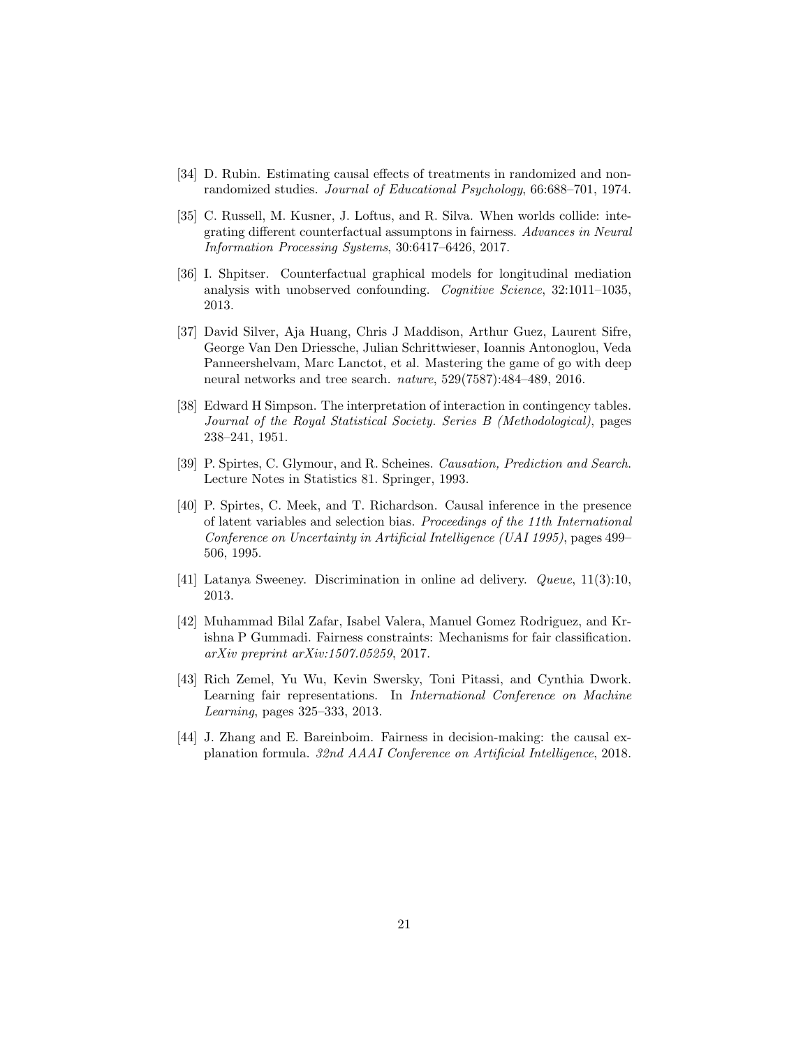[34] D. Rubin. Estimating causal effects of treatments in randomized and nonrandomized studies. *Journal of Educational Psychology*, 66:688–701, 1974.

[35] C. Russell, M. Kusner, J. Loftus, and R. Silva. When worlds collide: integrating different counterfactual assumptons in fairness. *Advances in Neural Information Processing Systems*, 30:6417–6426, 2017.

[36] I. Shpitser. Counterfactual graphical models for longitudinal mediation analysis with unobserved confounding. *Cognitive Science*, 32:1011–1035, 2013.

[37] David Silver, Aja Huang, Chris J Maddison, Arthur Guez, Laurent Sifre, George Van Den Driessche, Julian Schrittwieser, Ioannis Antonoglou, Veda Panneershelvam, Marc Lanctot, et al. Mastering the game of go with deep neural networks and tree search. *nature*, 529(7587):484–489, 2016.

[38] Edward H Simpson. The interpretation of interaction in contingency tables. *Journal of the Royal Statistical Society. Series B (Methodological)*, pages 238–241, 1951.

[39] P. Spirtes, C. Glymour, and R. Scheines. *Causation, Prediction and Search*. Lecture Notes in Statistics 81. Springer, 1993.

[40] P. Spirtes, C. Meek, and T. Richardson. Causal inference in the presence of latent variables and selection bias. *Proceedings of the 11th International Conference on Uncertainty in Artificial Intelligence (UAI 1995)*, pages 499–506, 1995.

[41] Latanya Sweeney. Discrimination in online ad delivery. *Queue*, 11(3):10, 2013.

[42] Muhammad Bilal Zafar, Isabel Valera, Manuel Gomez Rodriguez, and Krishna P Gummadi. Fairness constraints: Mechanisms for fair classification. *arXiv preprint arXiv:1507.05259*, 2017.

[43] Rich Zemel, Yu Wu, Kevin Swersky, Toni Pitassi, and Cynthia Dwork. Learning fair representations. In *International Conference on Machine Learning*, pages 325–333, 2013.

[44] J. Zhang and E. Bareinboim. Fairness in decision-making: the causal explanation formula. *32nd AAAI Conference on Artificial Intelligence*, 2018.